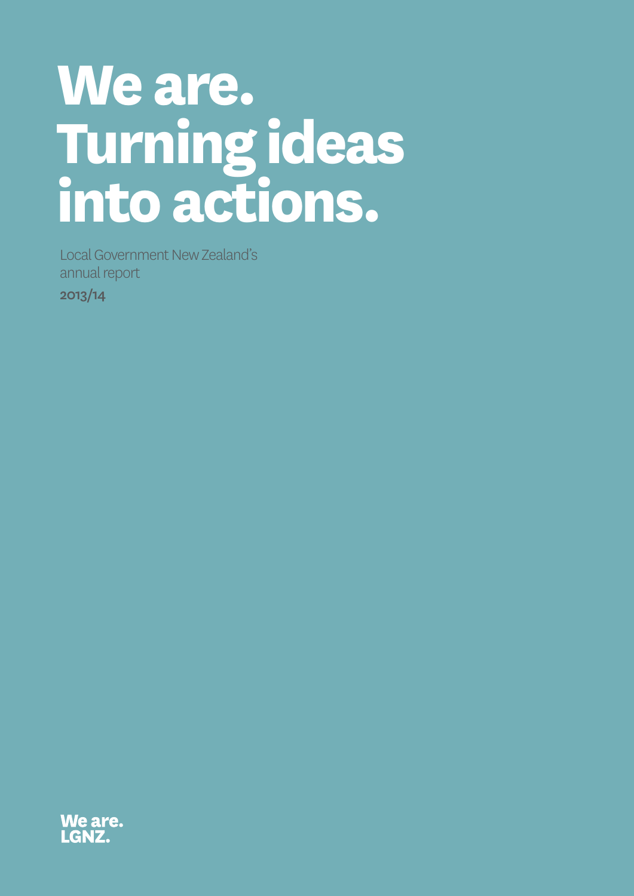# We are. Turning ideas into actions.

Local Government New Zealand's annual report

**2013/14**

We are.
LGNZ.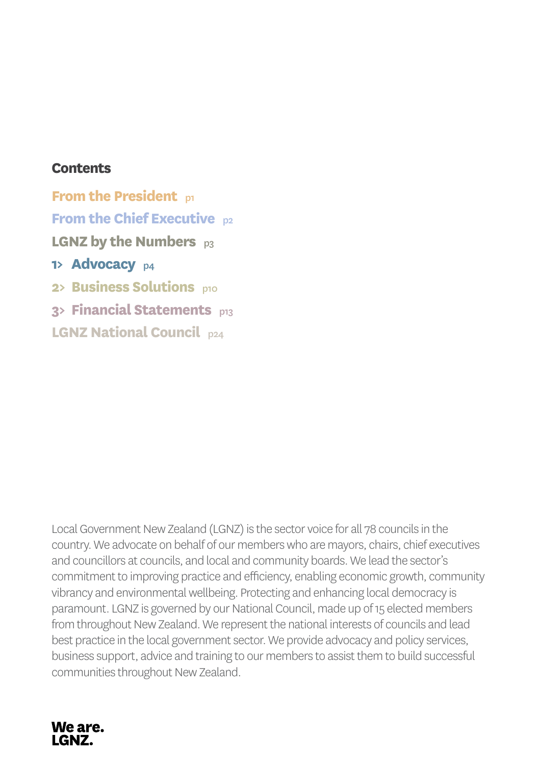## Contents

- From the President p1
- From the Chief Executive p2
- LGNZ by the Numbers p3
- 1> Advocacy p4
- 2> Business Solutions p10
- 3> Financial Statements p13
- LGNZ National Council p24

Local Government New Zealand (LGNZ) is the sector voice for all 78 councils in the country. We advocate on behalf of our members who are mayors, chairs, chief executives and councillors at councils, and local and community boards. We lead the sector's commitment to improving practice and efficiency, enabling economic growth, community vibrancy and environmental wellbeing. Protecting and enhancing local democracy is paramount. LGNZ is governed by our National Council, made up of 15 elected members from throughout New Zealand. We represent the national interests of councils and lead best practice in the local government sector. We provide advocacy and policy services, business support, advice and training to our members to assist them to build successful communities throughout New Zealand.

**We are. LGNZ.**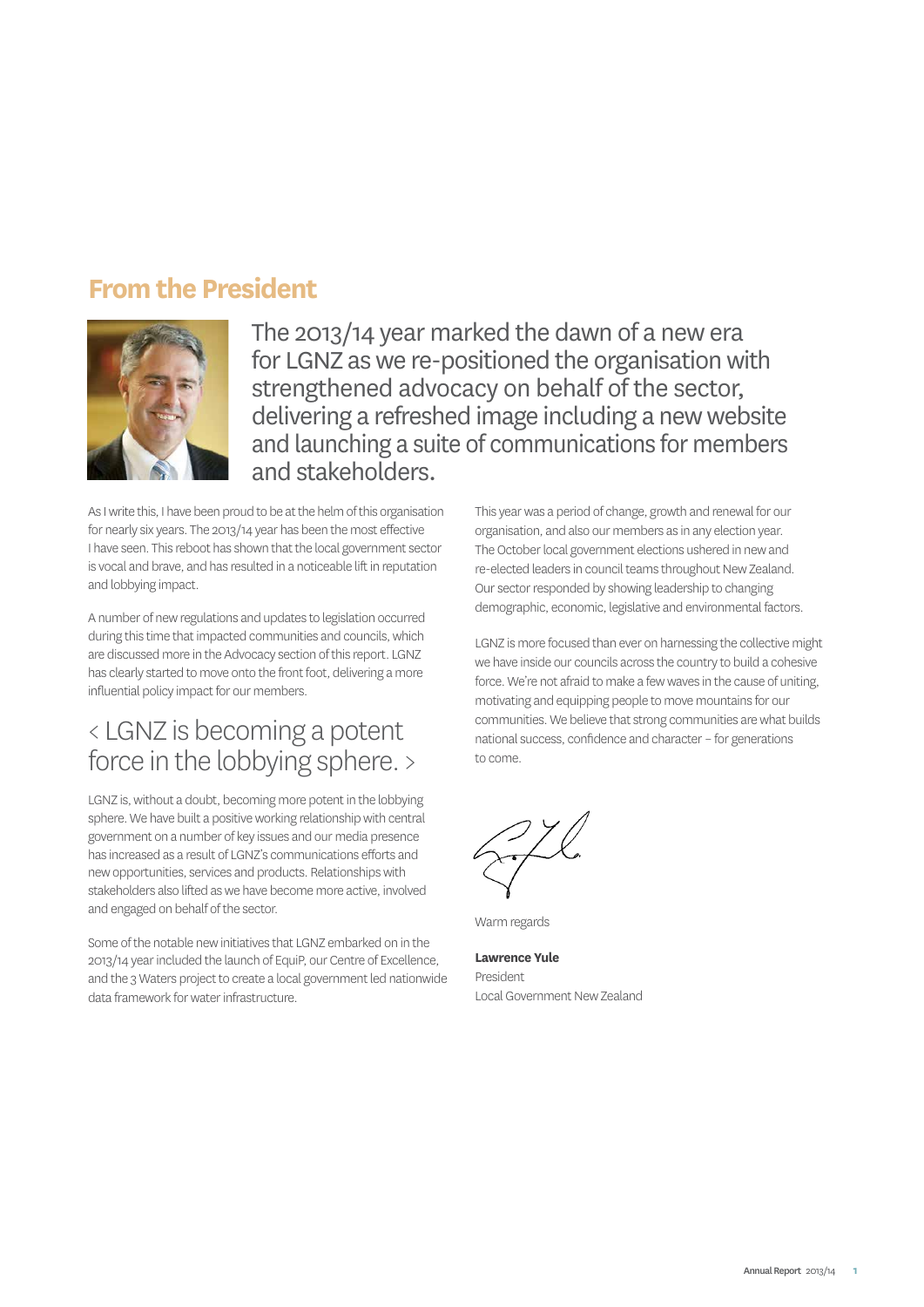## From the President

The 2013/14 year marked the dawn of a new era for LGNZ as we re-positioned the organisation with strengthened advocacy on behalf of the sector, delivering a refreshed image including a new website and launching a suite of communications for members and stakeholders.

As I write this, I have been proud to be at the helm of this organisation for nearly six years. The 2013/14 year has been the most effective I have seen. This reboot has shown that the local government sector is vocal and brave, and has resulted in a noticeable lift in reputation and lobbying impact.

A number of new regulations and updates to legislation occurred during this time that impacted communities and councils, which are discussed more in the Advocacy section of this report. LGNZ has clearly started to move onto the front foot, delivering a more influential policy impact for our members.

< LGNZ is becoming a potent force in the lobbying sphere. >

LGNZ is, without a doubt, becoming more potent in the lobbying sphere. We have built a positive working relationship with central government on a number of key issues and our media presence has increased as a result of LGNZ's communications efforts and new opportunities, services and products. Relationships with stakeholders also lifted as we have become more active, involved and engaged on behalf of the sector.

Some of the notable new initiatives that LGNZ embarked on in the 2013/14 year included the launch of EquiP, our Centre of Excellence, and the 3 Waters project to create a local government led nationwide data framework for water infrastructure.

This year was a period of change, growth and renewal for our organisation, and also our members as in any election year. The October local government elections ushered in new and re-elected leaders in council teams throughout New Zealand. Our sector responded by showing leadership to changing demographic, economic, legislative and environmental factors.

LGNZ is more focused than ever on harnessing the collective might we have inside our councils across the country to build a cohesive force. We're not afraid to make a few waves in the cause of uniting, motivating and equipping people to move mountains for our communities. We believe that strong communities are what builds national success, confidence and character – for generations to come.

Warm regards

**Lawrence Yule**
President
Local Government New Zealand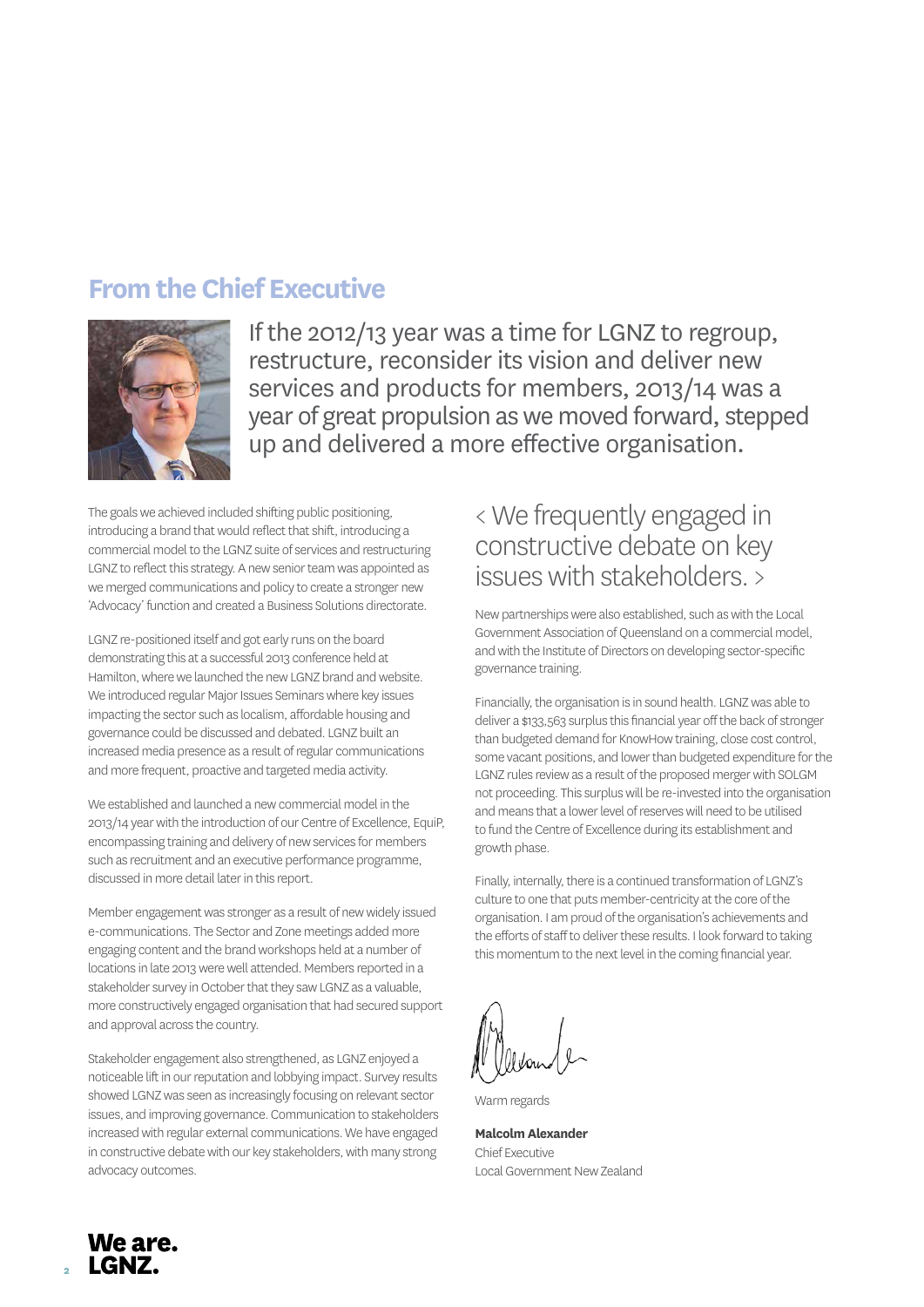## From the Chief Executive

If the 2012/13 year was a time for LGNZ to regroup, restructure, reconsider its vision and deliver new services and products for members, 2013/14 was a year of great propulsion as we moved forward, stepped up and delivered a more effective organisation.

The goals we achieved included shifting public positioning, introducing a brand that would reflect that shift, introducing a commercial model to the LGNZ suite of services and restructuring LGNZ to reflect this strategy. A new senior team was appointed as we merged communications and policy to create a stronger new 'Advocacy' function and created a Business Solutions directorate.

LGNZ re-positioned itself and got early runs on the board demonstrating this at a successful 2013 conference held at Hamilton, where we launched the new LGNZ brand and website. We introduced regular Major Issues Seminars where key issues impacting the sector such as localism, affordable housing and governance could be discussed and debated. LGNZ built an increased media presence as a result of regular communications and more frequent, proactive and targeted media activity.

We established and launched a new commercial model in the 2013/14 year with the introduction of our Centre of Excellence, EquiP, encompassing training and delivery of new services for members such as recruitment and an executive performance programme, discussed in more detail later in this report.

Member engagement was stronger as a result of new widely issued e-communications. The Sector and Zone meetings added more engaging content and the brand workshops held at a number of locations in late 2013 were well attended. Members reported in a stakeholder survey in October that they saw LGNZ as a valuable, more constructively engaged organisation that had secured support and approval across the country.

Stakeholder engagement also strengthened, as LGNZ enjoyed a noticeable lift in our reputation and lobbying impact. Survey results showed LGNZ was seen as increasingly focusing on relevant sector issues, and improving governance. Communication to stakeholders increased with regular external communications. We have engaged in constructive debate with our key stakeholders, with many strong advocacy outcomes.

< We frequently engaged in constructive debate on key issues with stakeholders. >

New partnerships were also established, such as with the Local Government Association of Queensland on a commercial model, and with the Institute of Directors on developing sector-specific governance training.

Financially, the organisation is in sound health. LGNZ was able to deliver a $133,563 surplus this financial year off the back of stronger than budgeted demand for KnowHow training, close cost control, some vacant positions, and lower than budgeted expenditure for the LGNZ rules review as a result of the proposed merger with SOLGM not proceeding. This surplus will be re-invested into the organisation and means that a lower level of reserves will need to be utilised to fund the Centre of Excellence during its establishment and growth phase.

Finally, internally, there is a continued transformation of LGNZ's culture to one that puts member-centricity at the core of the organisation. I am proud of the organisation's achievements and the efforts of staff to deliver these results. I look forward to taking this momentum to the next level in the coming financial year.

Warm regards

**Malcolm Alexander**
Chief Executive
Local Government New Zealand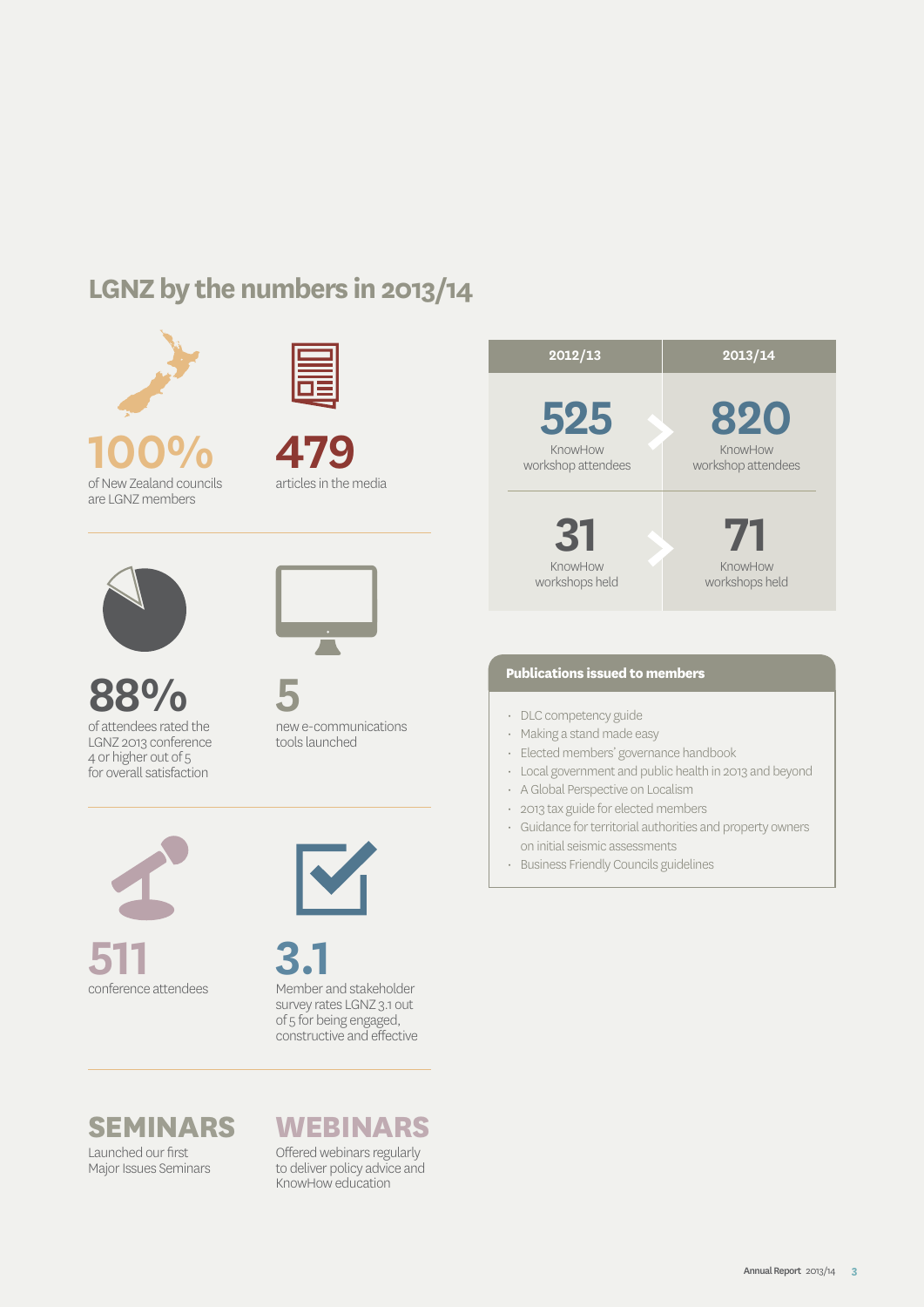## LGNZ by the numbers in 2013/14

**100%**
of New Zealand councils are LGNZ members

**479**
articles in the media

**88%**
of attendees rated the LGNZ 2013 conference 4 or higher out of 5 for overall satisfaction

**5**
new e-communications tools launched

**511**
conference attendees

**3.1**
Member and stakeholder survey rates LGNZ 3.1 out of 5 for being engaged, constructive and effective

**SEMINARS**
Launched our first Major Issues Seminars

**WEBINARS**
Offered webinars regularly to deliver policy advice and KnowHow education

| 2012/13 | 2013/14 |
|---|---|
| **525** KnowHow workshop attendees | **820** KnowHow workshop attendees |
| **31** KnowHow workshops held | **71** KnowHow workshops held |

### Publications issued to members

- DLC competency guide
- Making a stand made easy
- Elected members' governance handbook
- Local government and public health in 2013 and beyond
- A Global Perspective on Localism
- 2013 tax guide for elected members
- Guidance for territorial authorities and property owners on initial seismic assessments
- Business Friendly Councils guidelines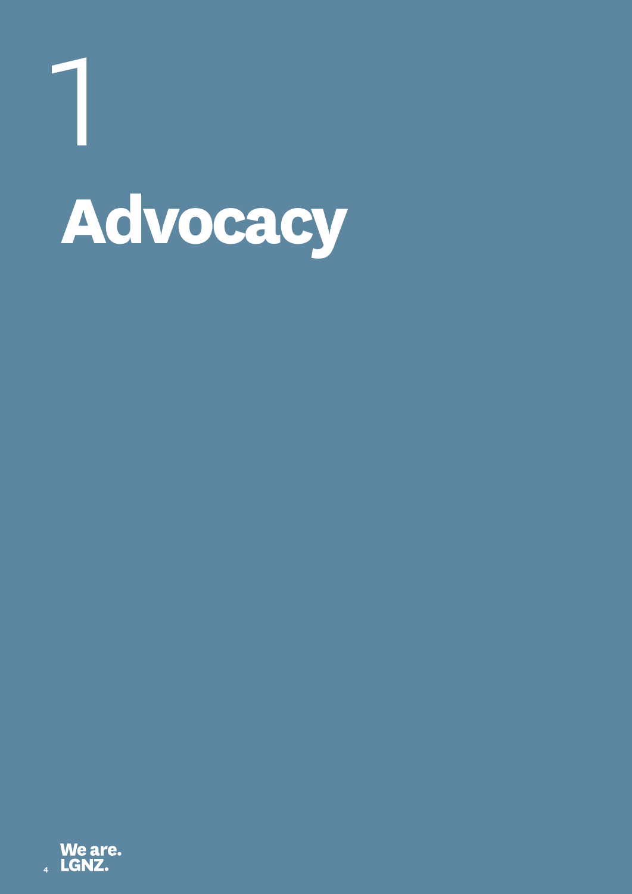1

# Advocacy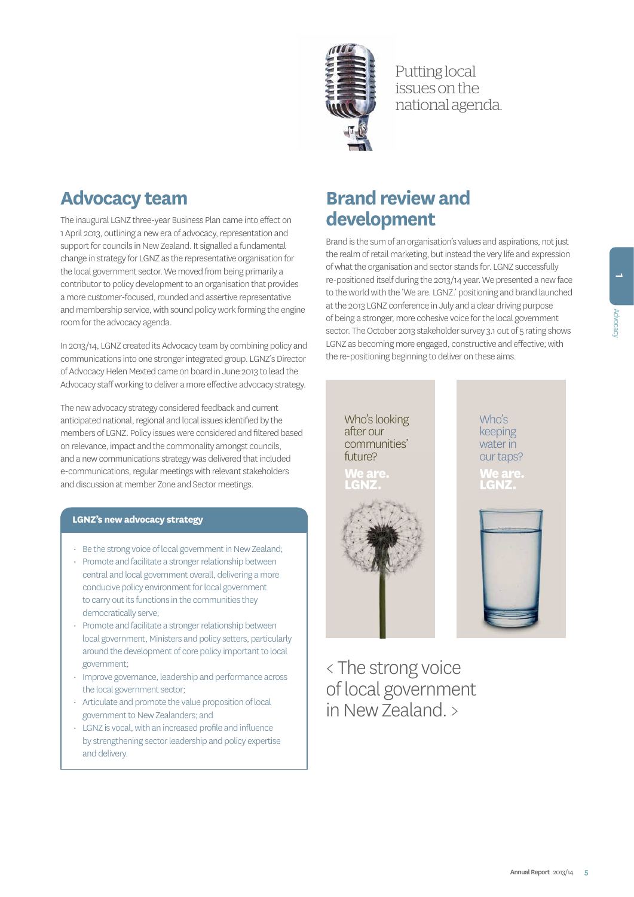Putting local issues on the national agenda.

## Advocacy team

The inaugural LGNZ three-year Business Plan came into effect on 1 April 2013, outlining a new era of advocacy, representation and support for councils in New Zealand. It signalled a fundamental change in strategy for LGNZ as the representative organisation for the local government sector. We moved from being primarily a contributor to policy development to an organisation that provides a more customer-focused, rounded and assertive representative and membership service, with sound policy work forming the engine room for the advocacy agenda.

In 2013/14, LGNZ created its Advocacy team by combining policy and communications into one stronger integrated group. LGNZ's Director of Advocacy Helen Mexted came on board in June 2013 to lead the Advocacy staff working to deliver a more effective advocacy strategy.

The new advocacy strategy considered feedback and current anticipated national, regional and local issues identified by the members of LGNZ. Policy issues were considered and filtered based on relevance, impact and the commonality amongst councils, and a new communications strategy was delivered that included e-communications, regular meetings with relevant stakeholders and discussion at member Zone and Sector meetings.

### LGNZ's new advocacy strategy

- Be the strong voice of local government in New Zealand;
- Promote and facilitate a stronger relationship between central and local government overall, delivering a more conducive policy environment for local government to carry out its functions in the communities they democratically serve;
- Promote and facilitate a stronger relationship between local government, Ministers and policy setters, particularly around the development of core policy important to local government;
- Improve governance, leadership and performance across the local government sector;
- Articulate and promote the value proposition of local government to New Zealanders; and
- LGNZ is vocal, with an increased profile and influence by strengthening sector leadership and policy expertise and delivery.

## Brand review and development

Brand is the sum of an organisation's values and aspirations, not just the realm of retail marketing, but instead the very life and expression of what the organisation and sector stands for. LGNZ successfully re-positioned itself during the 2013/14 year. We presented a new face to the world with the 'We are. LGNZ.' positioning and brand launched at the 2013 LGNZ conference in July and a clear driving purpose of being a stronger, more cohesive voice for the local government sector. The October 2013 stakeholder survey 3.1 out of 5 rating shows LGNZ as becoming more engaged, constructive and effective; with the re-positioning beginning to deliver on these aims.

Who's looking after our communities' future?
We are. LGNZ.

Who's keeping water in our taps?
We are. LGNZ.

< The strong voice of local government in New Zealand. >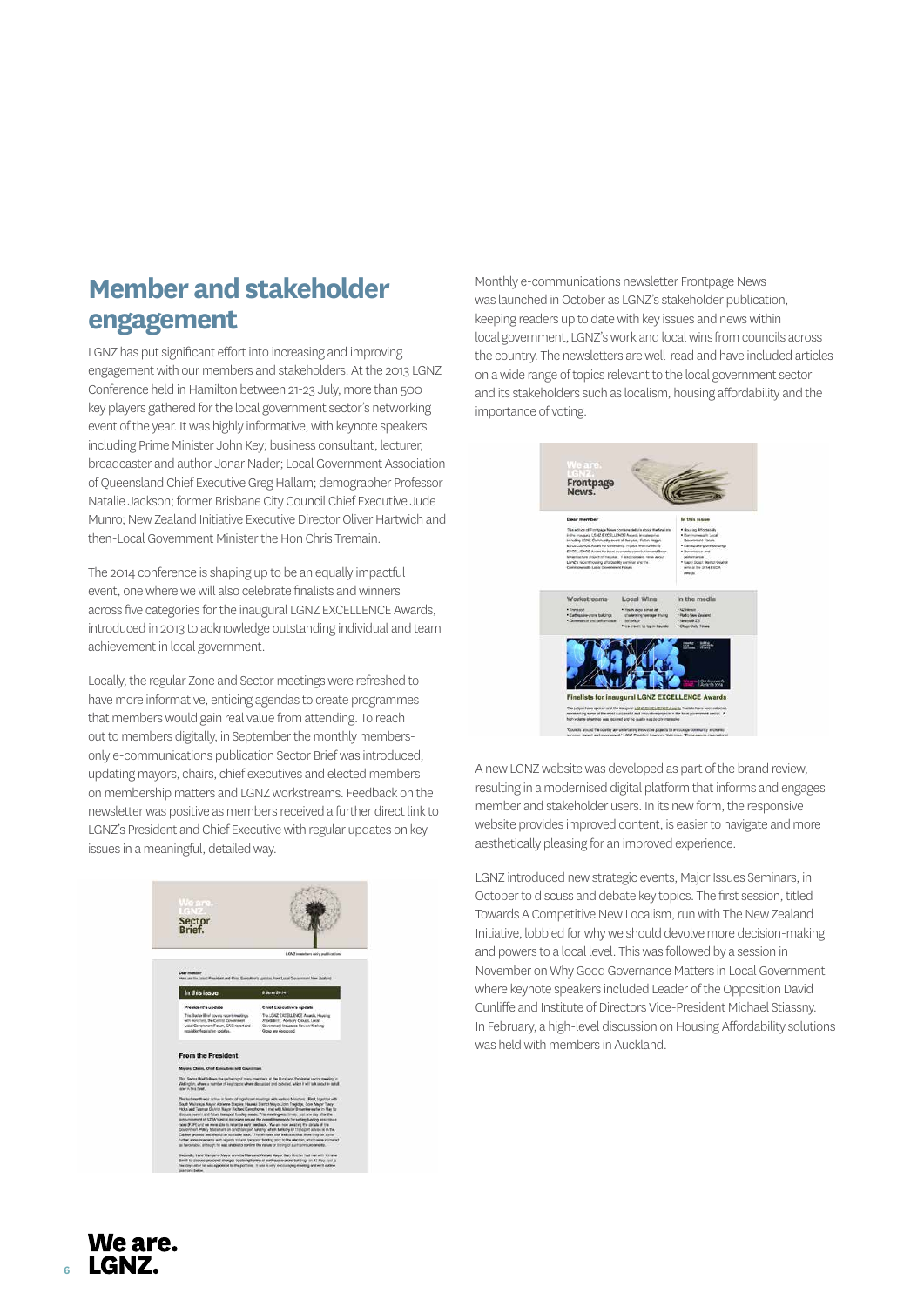# Member and stakeholder engagement

LGNZ has put significant effort into increasing and improving engagement with our members and stakeholders. At the 2013 LGNZ Conference held in Hamilton between 21-23 July, more than 500 key players gathered for the local government sector's networking event of the year. It was highly informative, with keynote speakers including Prime Minister John Key; business consultant, lecturer, broadcaster and author Jonar Nader; Local Government Association of Queensland Chief Executive Greg Hallam; demographer Professor Natalie Jackson; former Brisbane City Council Chief Executive Jude Munro; New Zealand Initiative Executive Director Oliver Hartwich and then-Local Government Minister the Hon Chris Tremain.

The 2014 conference is shaping up to be an equally impactful event, one where we will also celebrate finalists and winners across five categories for the inaugural LGNZ EXCELLENCE Awards, introduced in 2013 to acknowledge outstanding individual and team achievement in local government.

Locally, the regular Zone and Sector meetings were refreshed to have more informative, enticing agendas to create programmes that members would gain real value from attending. To reach out to members digitally, in September the monthly members-only e-communications publication Sector Brief was introduced, updating mayors, chairs, chief executives and elected members on membership matters and LGNZ workstreams. Feedback on the newsletter was positive as members received a further direct link to LGNZ's President and Chief Executive with regular updates on key issues in a meaningful, detailed way.

Monthly e-communications newsletter Frontpage News was launched in October as LGNZ's stakeholder publication, keeping readers up to date with key issues and news within local government, LGNZ's work and local wins from councils across the country. The newsletters are well-read and have included articles on a wide range of topics relevant to the local government sector and its stakeholders such as localism, housing affordability and the importance of voting.

A new LGNZ website was developed as part of the brand review, resulting in a modernised digital platform that informs and engages member and stakeholder users. In its new form, the responsive website provides improved content, is easier to navigate and more aesthetically pleasing for an improved experience.

LGNZ introduced new strategic events, Major Issues Seminars, in October to discuss and debate key topics. The first session, titled Towards A Competitive New Localism, run with The New Zealand Initiative, lobbied for why we should devolve more decision-making and powers to a local level. This was followed by a session in November on Why Good Governance Matters in Local Government where keynote speakers included Leader of the Opposition David Cunliffe and Institute of Directors Vice-President Michael Stiassny. In February, a high-level discussion on Housing Affordability solutions was held with members in Auckland.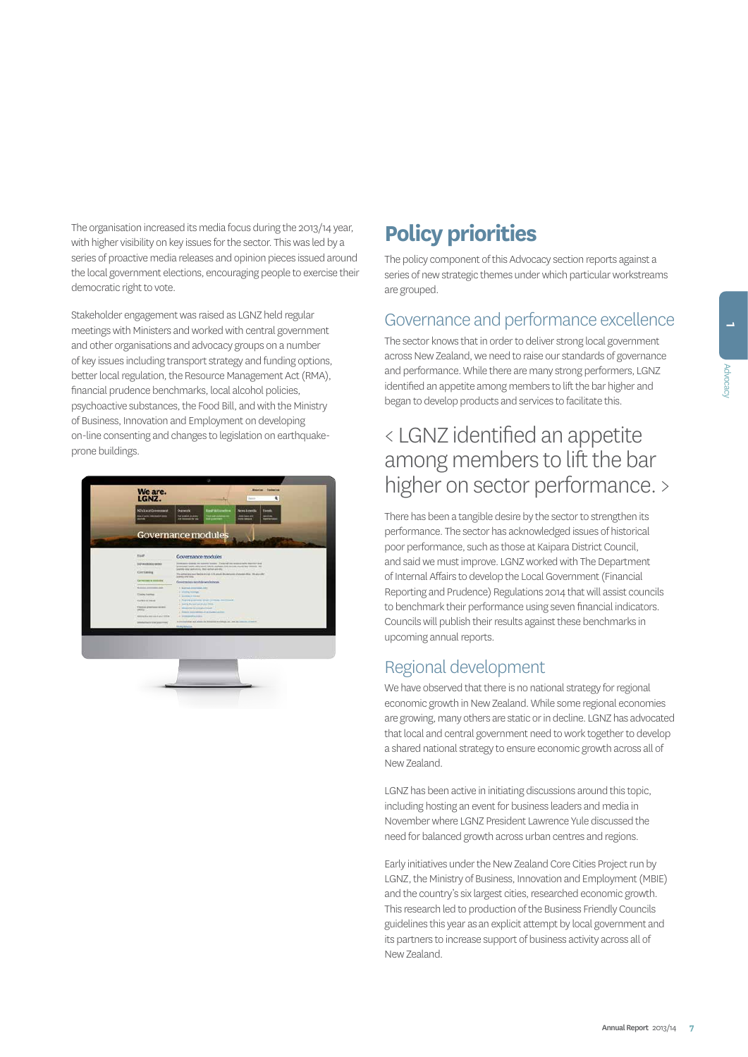The organisation increased its media focus during the 2013/14 year, with higher visibility on key issues for the sector. This was led by a series of proactive media releases and opinion pieces issued around the local government elections, encouraging people to exercise their democratic right to vote.

Stakeholder engagement was raised as LGNZ held regular meetings with Ministers and worked with central government and other organisations and advocacy groups on a number of key issues including transport strategy and funding options, better local regulation, the Resource Management Act (RMA), financial prudence benchmarks, local alcohol policies, psychoactive substances, the Food Bill, and with the Ministry of Business, Innovation and Employment on developing on-line consenting and changes to legislation on earthquake-prone buildings.

# Policy priorities

The policy component of this Advocacy section reports against a series of new strategic themes under which particular workstreams are grouped.

## Governance and performance excellence

The sector knows that in order to deliver strong local government across New Zealand, we need to raise our standards of governance and performance. While there are many strong performers, LGNZ identified an appetite among members to lift the bar higher and began to develop products and services to facilitate this.

> < LGNZ identified an appetite among members to lift the bar higher on sector performance. >

There has been a tangible desire by the sector to strengthen its performance. The sector has acknowledged issues of historical poor performance, such as those at Kaipara District Council, and said we must improve. LGNZ worked with The Department of Internal Affairs to develop the Local Government (Financial Reporting and Prudence) Regulations 2014 that will assist councils to benchmark their performance using seven financial indicators. Councils will publish their results against these benchmarks in upcoming annual reports.

## Regional development

We have observed that there is no national strategy for regional economic growth in New Zealand. While some regional economies are growing, many others are static or in decline. LGNZ has advocated that local and central government need to work together to develop a shared national strategy to ensure economic growth across all of New Zealand.

LGNZ has been active in initiating discussions around this topic, including hosting an event for business leaders and media in November where LGNZ President Lawrence Yule discussed the need for balanced growth across urban centres and regions.

Early initiatives under the New Zealand Core Cities Project run by LGNZ, the Ministry of Business, Innovation and Employment (MBIE) and the country's six largest cities, researched economic growth. This research led to production of the Business Friendly Councils guidelines this year as an explicit attempt by local government and its partners to increase support of business activity across all of New Zealand.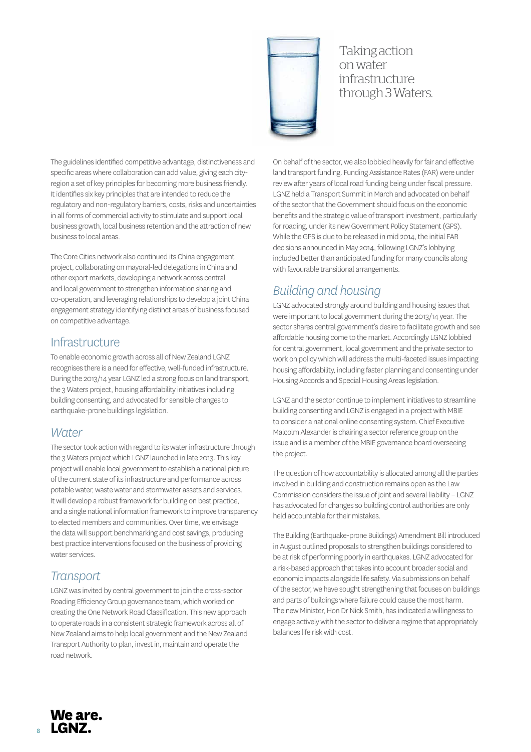Taking action on water infrastructure through 3 Waters.

The guidelines identified competitive advantage, distinctiveness and specific areas where collaboration can add value, giving each city-region a set of key principles for becoming more business friendly. It identifies six key principles that are intended to reduce the regulatory and non-regulatory barriers, costs, risks and uncertainties in all forms of commercial activity to stimulate and support local business growth, local business retention and the attraction of new business to local areas.

The Core Cities network also continued its China engagement project, collaborating on mayoral-led delegations in China and other export markets, developing a network across central and local government to strengthen information sharing and co-operation, and leveraging relationships to develop a joint China engagement strategy identifying distinct areas of business focused on competitive advantage.

## Infrastructure

To enable economic growth across all of New Zealand LGNZ recognises there is a need for effective, well-funded infrastructure. During the 2013/14 year LGNZ led a strong focus on land transport, the 3 Waters project, housing affordability initiatives including building consenting, and advocated for sensible changes to earthquake-prone buildings legislation.

### *Water*

The sector took action with regard to its water infrastructure through the 3 Waters project which LGNZ launched in late 2013. This key project will enable local government to establish a national picture of the current state of its infrastructure and performance across potable water, waste water and stormwater assets and services. It will develop a robust framework for building on best practice, and a single national information framework to improve transparency to elected members and communities. Over time, we envisage the data will support benchmarking and cost savings, producing best practice interventions focused on the business of providing water services.

### *Transport*

LGNZ was invited by central government to join the cross-sector Roading Efficiency Group governance team, which worked on creating the One Network Road Classification. This new approach to operate roads in a consistent strategic framework across all of New Zealand aims to help local government and the New Zealand Transport Authority to plan, invest in, maintain and operate the road network.

On behalf of the sector, we also lobbied heavily for fair and effective land transport funding. Funding Assistance Rates (FAR) were under review after years of local road funding being under fiscal pressure. LGNZ held a Transport Summit in March and advocated on behalf of the sector that the Government should focus on the economic benefits and the strategic value of transport investment, particularly for roading, under its new Government Policy Statement (GPS). While the GPS is due to be released in mid 2014, the initial FAR decisions announced in May 2014, following LGNZ's lobbying included better than anticipated funding for many councils along with favourable transitional arrangements.

### *Building and housing*

LGNZ advocated strongly around building and housing issues that were important to local government during the 2013/14 year. The sector shares central government's desire to facilitate growth and see affordable housing come to the market. Accordingly LGNZ lobbied for central government, local government and the private sector to work on policy which will address the multi-faceted issues impacting housing affordability, including faster planning and consenting under Housing Accords and Special Housing Areas legislation.

LGNZ and the sector continue to implement initiatives to streamline building consenting and LGNZ is engaged in a project with MBIE to consider a national online consenting system. Chief Executive Malcolm Alexander is chairing a sector reference group on the issue and is a member of the MBIE governance board overseeing the project.

The question of how accountability is allocated among all the parties involved in building and construction remains open as the Law Commission considers the issue of joint and several liability – LGNZ has advocated for changes so building control authorities are only held accountable for their mistakes.

The Building (Earthquake-prone Buildings) Amendment Bill introduced in August outlined proposals to strengthen buildings considered to be at risk of performing poorly in earthquakes. LGNZ advocated for a risk-based approach that takes into account broader social and economic impacts alongside life safety. Via submissions on behalf of the sector, we have sought strengthening that focuses on buildings and parts of buildings where failure could cause the most harm. The new Minister, Hon Dr Nick Smith, has indicated a willingness to engage actively with the sector to deliver a regime that appropriately balances life risk with cost.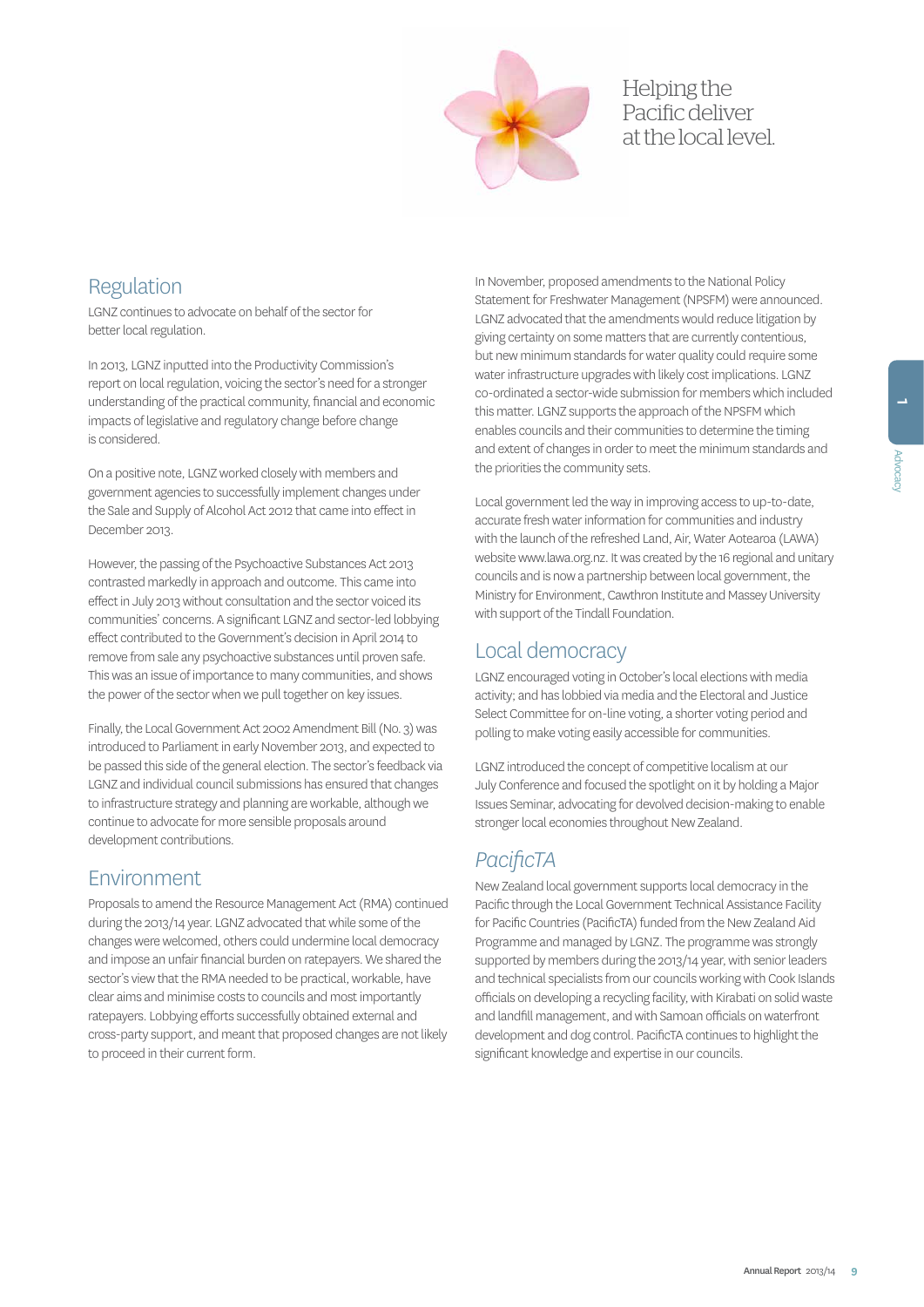Helping the Pacific deliver at the local level.

## Regulation

LGNZ continues to advocate on behalf of the sector for better local regulation.

In 2013, LGNZ inputted into the Productivity Commission's report on local regulation, voicing the sector's need for a stronger understanding of the practical community, financial and economic impacts of legislative and regulatory change before change is considered.

On a positive note, LGNZ worked closely with members and government agencies to successfully implement changes under the Sale and Supply of Alcohol Act 2012 that came into effect in December 2013.

However, the passing of the Psychoactive Substances Act 2013 contrasted markedly in approach and outcome. This came into effect in July 2013 without consultation and the sector voiced its communities' concerns. A significant LGNZ and sector-led lobbying effect contributed to the Government's decision in April 2014 to remove from sale any psychoactive substances until proven safe. This was an issue of importance to many communities, and shows the power of the sector when we pull together on key issues.

Finally, the Local Government Act 2002 Amendment Bill (No. 3) was introduced to Parliament in early November 2013, and expected to be passed this side of the general election. The sector's feedback via LGNZ and individual council submissions has ensured that changes to infrastructure strategy and planning are workable, although we continue to advocate for more sensible proposals around development contributions.

## Environment

Proposals to amend the Resource Management Act (RMA) continued during the 2013/14 year. LGNZ advocated that while some of the changes were welcomed, others could undermine local democracy and impose an unfair financial burden on ratepayers. We shared the sector's view that the RMA needed to be practical, workable, have clear aims and minimise costs to councils and most importantly ratepayers. Lobbying efforts successfully obtained external and cross-party support, and meant that proposed changes are not likely to proceed in their current form.

In November, proposed amendments to the National Policy Statement for Freshwater Management (NPSFM) were announced. LGNZ advocated that the amendments would reduce litigation by giving certainty on some matters that are currently contentious, but new minimum standards for water quality could require some water infrastructure upgrades with likely cost implications. LGNZ co-ordinated a sector-wide submission for members which included this matter. LGNZ supports the approach of the NPSFM which enables councils and their communities to determine the timing and extent of changes in order to meet the minimum standards and the priorities the community sets.

Local government led the way in improving access to up-to-date, accurate fresh water information for communities and industry with the launch of the refreshed Land, Air, Water Aotearoa (LAWA) website www.lawa.org.nz. It was created by the 16 regional and unitary councils and is now a partnership between local government, the Ministry for Environment, Cawthron Institute and Massey University with support of the Tindall Foundation.

## Local democracy

LGNZ encouraged voting in October's local elections with media activity; and has lobbied via media and the Electoral and Justice Select Committee for on-line voting, a shorter voting period and polling to make voting easily accessible for communities.

LGNZ introduced the concept of competitive localism at our July Conference and focused the spotlight on it by holding a Major Issues Seminar, advocating for devolved decision-making to enable stronger local economies throughout New Zealand.

## *PacificTA*

New Zealand local government supports local democracy in the Pacific through the Local Government Technical Assistance Facility for Pacific Countries (PacificTA) funded from the New Zealand Aid Programme and managed by LGNZ. The programme was strongly supported by members during the 2013/14 year, with senior leaders and technical specialists from our councils working with Cook Islands officials on developing a recycling facility, with Kirabati on solid waste and landfill management, and with Samoan officials on waterfront development and dog control. PacificTA continues to highlight the significant knowledge and expertise in our councils.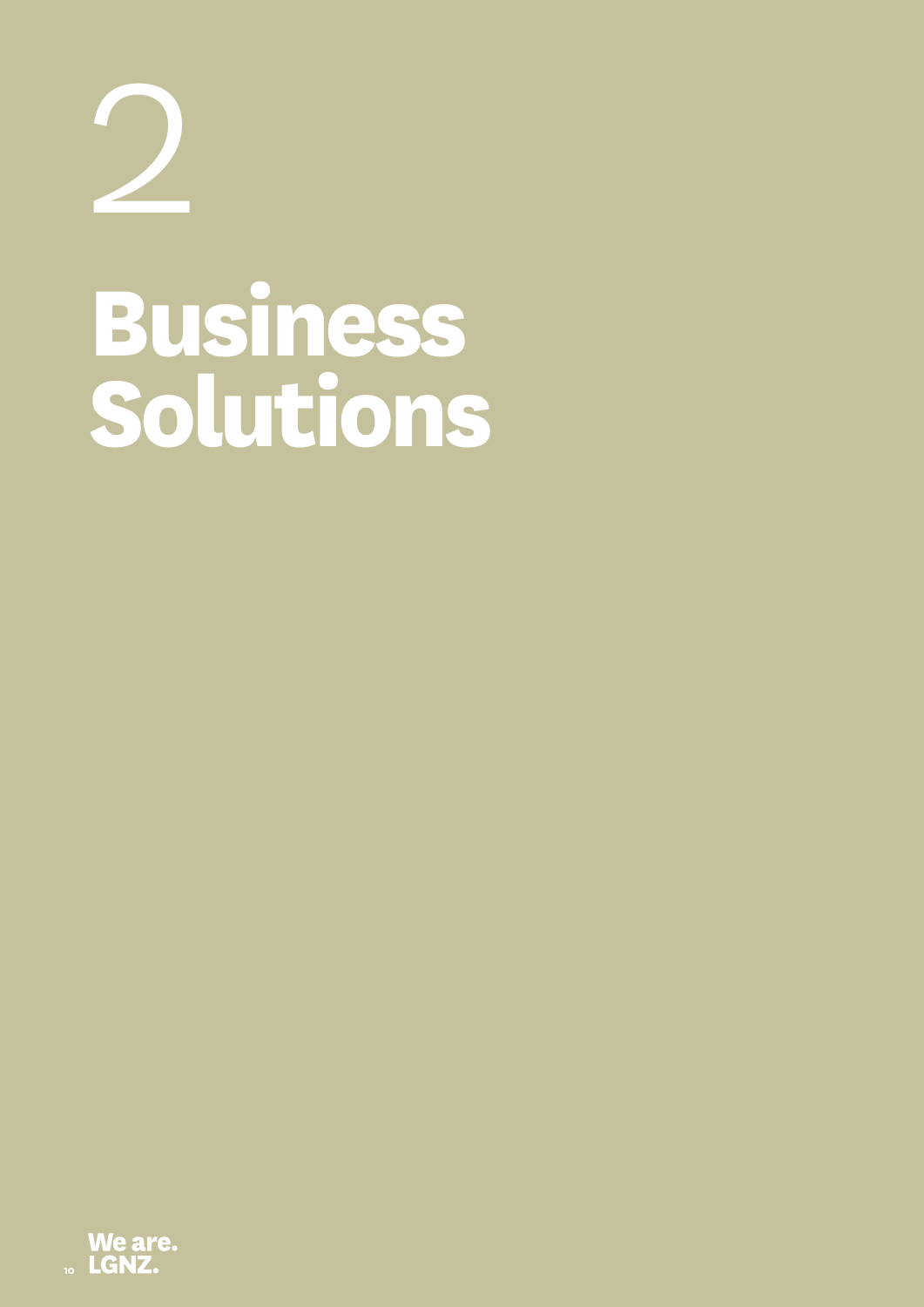# 2

# Business Solutions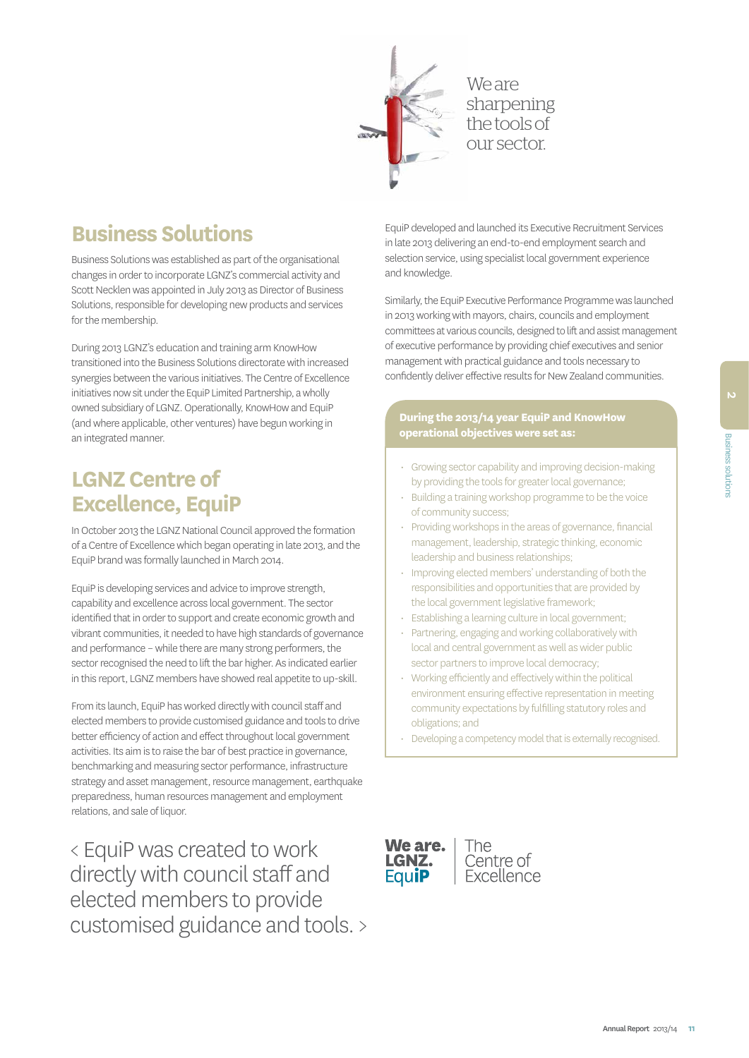We are sharpening the tools of our sector.

## Business Solutions

Business Solutions was established as part of the organisational changes in order to incorporate LGNZ's commercial activity and Scott Necklen was appointed in July 2013 as Director of Business Solutions, responsible for developing new products and services for the membership.

During 2013 LGNZ's education and training arm KnowHow transitioned into the Business Solutions directorate with increased synergies between the various initiatives. The Centre of Excellence initiatives now sit under the EquiP Limited Partnership, a wholly owned subsidiary of LGNZ. Operationally, KnowHow and EquiP (and where applicable, other ventures) have begun working in an integrated manner.

## LGNZ Centre of Excellence, EquiP

In October 2013 the LGNZ National Council approved the formation of a Centre of Excellence which began operating in late 2013, and the EquiP brand was formally launched in March 2014.

EquiP is developing services and advice to improve strength, capability and excellence across local government. The sector identified that in order to support and create economic growth and vibrant communities, it needed to have high standards of governance and performance – while there are many strong performers, the sector recognised the need to lift the bar higher. As indicated earlier in this report, LGNZ members have showed real appetite to up-skill.

From its launch, EquiP has worked directly with council staff and elected members to provide customised guidance and tools to drive better efficiency of action and effect throughout local government activities. Its aim is to raise the bar of best practice in governance, benchmarking and measuring sector performance, infrastructure strategy and asset management, resource management, earthquake preparedness, human resources management and employment relations, and sale of liquor.

< EquiP was created to work directly with council staff and elected members to provide customised guidance and tools. >

EquiP developed and launched its Executive Recruitment Services in late 2013 delivering an end-to-end employment search and selection service, using specialist local government experience and knowledge.

Similarly, the EquiP Executive Performance Programme was launched in 2013 working with mayors, chairs, councils and employment committees at various councils, designed to lift and assist management of executive performance by providing chief executives and senior management with practical guidance and tools necessary to confidently deliver effective results for New Zealand communities.

**During the 2013/14 year EquiP and KnowHow operational objectives were set as:**

- Growing sector capability and improving decision-making by providing the tools for greater local governance;
- Building a training workshop programme to be the voice of community success;
- Providing workshops in the areas of governance, financial management, leadership, strategic thinking, economic leadership and business relationships;
- Improving elected members' understanding of both the responsibilities and opportunities that are provided by the local government legislative framework;
- Establishing a learning culture in local government;
- Partnering, engaging and working collaboratively with local and central government as well as wider public sector partners to improve local democracy;
- Working efficiently and effectively within the political environment ensuring effective representation in meeting community expectations by fulfilling statutory roles and obligations; and
- Developing a competency model that is externally recognised.

**We are. LGNZ. EquiP** | The Centre of Excellence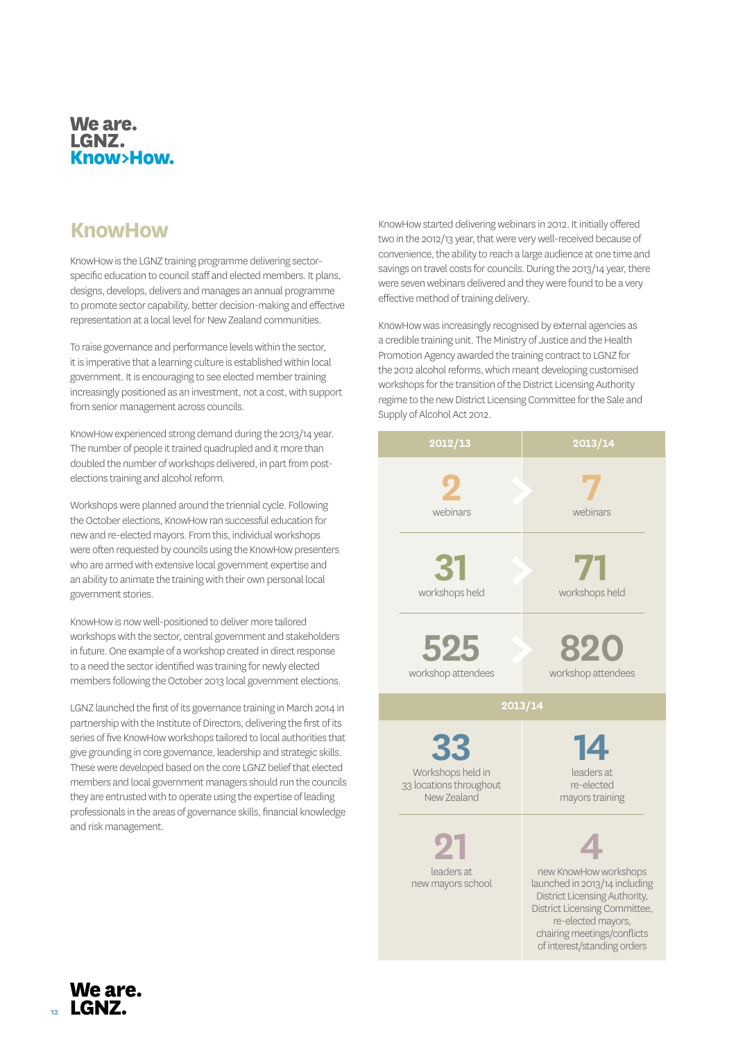We are.
LGNZ.
Know>How.

## KnowHow

KnowHow is the LGNZ training programme delivering sector-specific education to council staff and elected members. It plans, designs, develops, delivers and manages an annual programme to promote sector capability, better decision-making and effective representation at a local level for New Zealand communities.

To raise governance and performance levels within the sector, it is imperative that a learning culture is established within local government. It is encouraging to see elected member training increasingly positioned as an investment, not a cost, with support from senior management across councils.

KnowHow experienced strong demand during the 2013/14 year. The number of people it trained quadrupled and it more than doubled the number of workshops delivered, in part from post-elections training and alcohol reform.

Workshops were planned around the triennial cycle. Following the October elections, KnowHow ran successful education for new and re-elected mayors. From this, individual workshops were often requested by councils using the KnowHow presenters who are armed with extensive local government expertise and an ability to animate the training with their own personal local government stories.

KnowHow is now well-positioned to deliver more tailored workshops with the sector, central government and stakeholders in future. One example of a workshop created in direct response to a need the sector identified was training for newly elected members following the October 2013 local government elections.

LGNZ launched the first of its governance training in March 2014 in partnership with the Institute of Directors, delivering the first of its series of five KnowHow workshops tailored to local authorities that give grounding in core governance, leadership and strategic skills. These were developed based on the core LGNZ belief that elected members and local government managers should run the councils they are entrusted with to operate using the expertise of leading professionals in the areas of governance skills, financial knowledge and risk management.

KnowHow started delivering webinars in 2012. It initially offered two in the 2012/13 year, that were very well-received because of convenience, the ability to reach a large audience at one time and savings on travel costs for councils. During the 2013/14 year, there were seven webinars delivered and they were found to be a very effective method of training delivery.

KnowHow was increasingly recognised by external agencies as a credible training unit. The Ministry of Justice and the Health Promotion Agency awarded the training contract to LGNZ for the 2012 alcohol reforms, which meant developing customised workshops for the transition of the District Licensing Authority regime to the new District Licensing Committee for the Sale and Supply of Alcohol Act 2012.

| 2012/13 | 2013/14 |
|---|---|
| 2 webinars | 7 webinars |
| 31 workshops held | 71 workshops held |
| 525 workshop attendees | 820 workshop attendees |

**2013/14**

| | |
|---|---|
| 33 Workshops held in 33 locations throughout New Zealand | 14 leaders at re-elected mayors training |
| 21 leaders at new mayors school | 4 new KnowHow workshops launched in 2013/14 including District Licensing Authority, District Licensing Committee, re-elected mayors, chairing meetings/conflicts of interest/standing orders |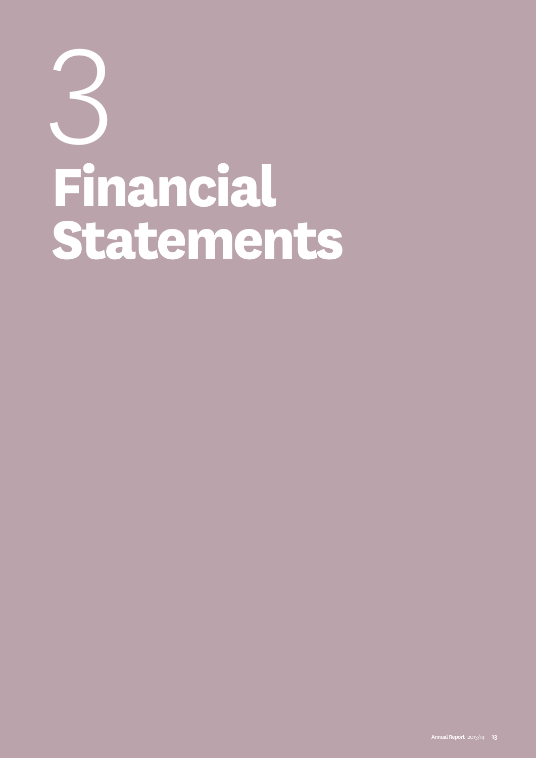# 3 Financial Statements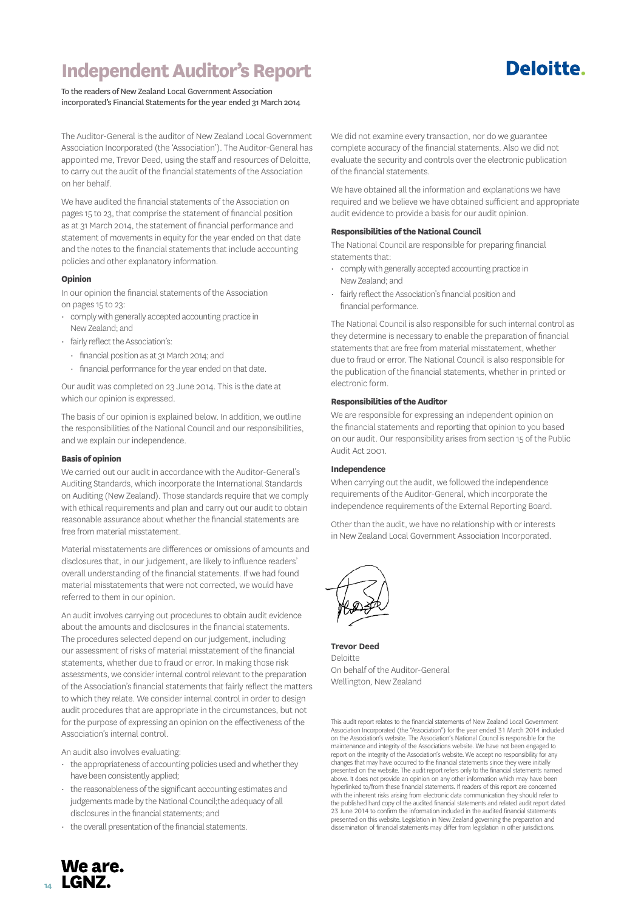# Independent Auditor's Report

Deloitte.

To the readers of New Zealand Local Government Association incorporated's Financial Statements for the year ended 31 March 2014

The Auditor-General is the auditor of New Zealand Local Government Association Incorporated (the 'Association'). The Auditor-General has appointed me, Trevor Deed, using the staff and resources of Deloitte, to carry out the audit of the financial statements of the Association on her behalf.

We have audited the financial statements of the Association on pages 15 to 23, that comprise the statement of financial position as at 31 March 2014, the statement of financial performance and statement of movements in equity for the year ended on that date and the notes to the financial statements that include accounting policies and other explanatory information.

### Opinion

In our opinion the financial statements of the Association on pages 15 to 23:

- comply with generally accepted accounting practice in New Zealand; and
- fairly reflect the Association's:
  - financial position as at 31 March 2014; and
  - financial performance for the year ended on that date.

Our audit was completed on 23 June 2014. This is the date at which our opinion is expressed.

The basis of our opinion is explained below. In addition, we outline the responsibilities of the National Council and our responsibilities, and we explain our independence.

### Basis of opinion

We carried out our audit in accordance with the Auditor-General's Auditing Standards, which incorporate the International Standards on Auditing (New Zealand). Those standards require that we comply with ethical requirements and plan and carry out our audit to obtain reasonable assurance about whether the financial statements are free from material misstatement.

Material misstatements are differences or omissions of amounts and disclosures that, in our judgement, are likely to influence readers' overall understanding of the financial statements. If we had found material misstatements that were not corrected, we would have referred to them in our opinion.

An audit involves carrying out procedures to obtain audit evidence about the amounts and disclosures in the financial statements. The procedures selected depend on our judgement, including our assessment of risks of material misstatement of the financial statements, whether due to fraud or error. In making those risk assessments, we consider internal control relevant to the preparation of the Association's financial statements that fairly reflect the matters to which they relate. We consider internal control in order to design audit procedures that are appropriate in the circumstances, but not for the purpose of expressing an opinion on the effectiveness of the Association's internal control.

An audit also involves evaluating:

- the appropriateness of accounting policies used and whether they have been consistently applied;
- the reasonableness of the significant accounting estimates and judgements made by the National Council;the adequacy of all disclosures in the financial statements; and
- the overall presentation of the financial statements.

We did not examine every transaction, nor do we guarantee complete accuracy of the financial statements. Also we did not evaluate the security and controls over the electronic publication of the financial statements.

We have obtained all the information and explanations we have required and we believe we have obtained sufficient and appropriate audit evidence to provide a basis for our audit opinion.

### Responsibilities of the National Council

The National Council are responsible for preparing financial statements that:

- comply with generally accepted accounting practice in New Zealand; and
- fairly reflect the Association's financial position and financial performance.

The National Council is also responsible for such internal control as they determine is necessary to enable the preparation of financial statements that are free from material misstatement, whether due to fraud or error. The National Council is also responsible for the publication of the financial statements, whether in printed or electronic form.

### Responsibilities of the Auditor

We are responsible for expressing an independent opinion on the financial statements and reporting that opinion to you based on our audit. Our responsibility arises from section 15 of the Public Audit Act 2001.

### Independence

When carrying out the audit, we followed the independence requirements of the Auditor-General, which incorporate the independence requirements of the External Reporting Board.

Other than the audit, we have no relationship with or interests in New Zealand Local Government Association Incorporated.

**Trevor Deed**
Deloitte
On behalf of the Auditor-General
Wellington, New Zealand

This audit report relates to the financial statements of New Zealand Local Government Association Incorporated (the "Association") for the year ended 31 March 2014 included on the Association's website. The Association's National Council is responsible for the maintenance and integrity of the Associations website. We have not been engaged to report on the integrity of the Association's website. We accept no responsibility for any changes that may have occurred to the financial statements since they were initially presented on the website. The audit report refers only to the financial statements named above. It does not provide an opinion on any other information which may have been hyperlinked to/from these financial statements. If readers of this report are concerned with the inherent risks arising from electronic data communication they should refer to the published hard copy of the audited financial statements and related audit report dated 23 June 2014 to confirm the information included in the audited financial statements presented on this website. Legislation in New Zealand governing the preparation and dissemination of financial statements may differ from legislation in other jurisdictions.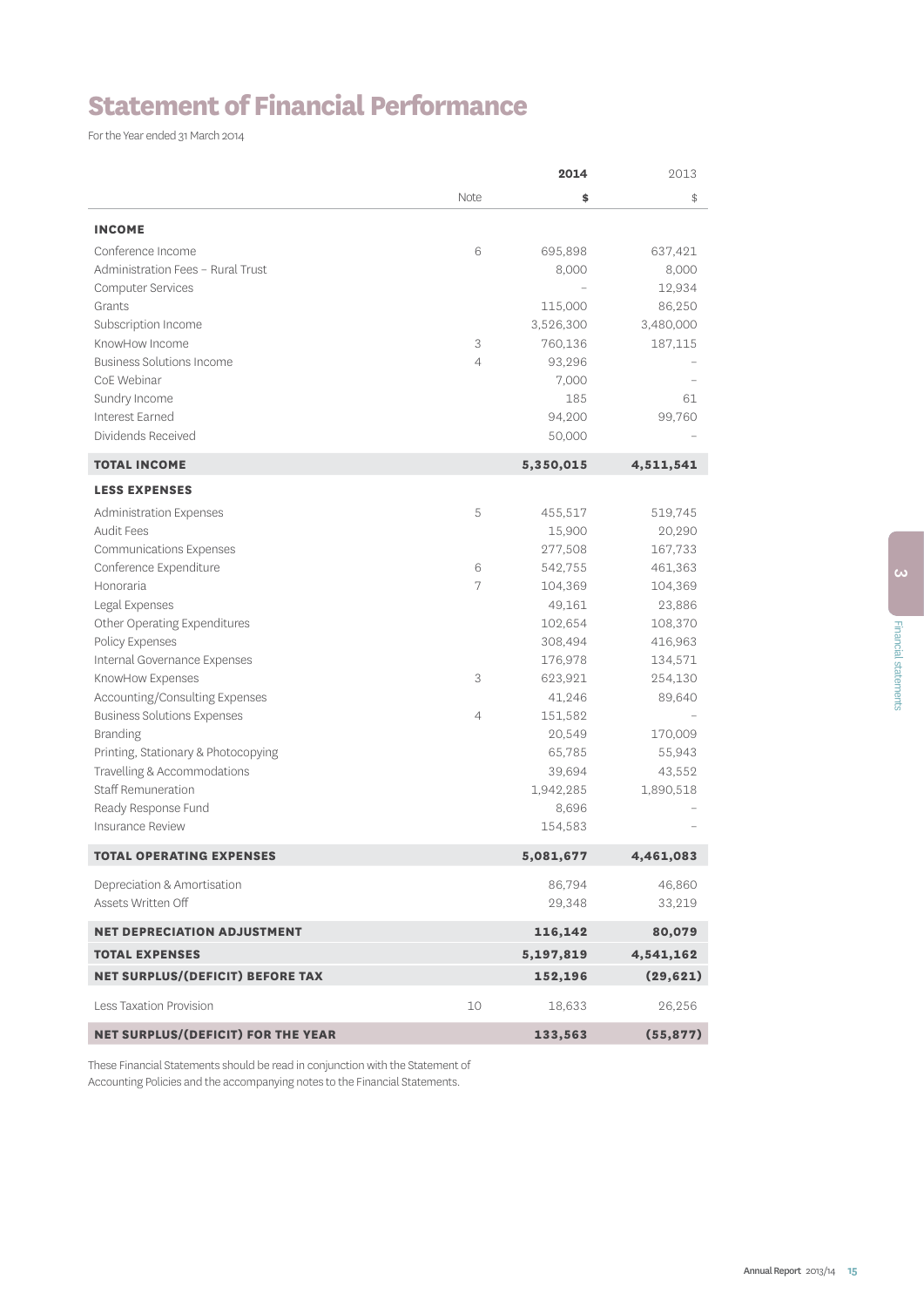# Statement of Financial Performance

For the Year ended 31 March 2014

| | Note | 2014 $ | 2013 $ |
|---|---|---|---|
| **INCOME** | | | |
| Conference Income | 6 | 695,898 | 637,421 |
| Administration Fees – Rural Trust | | 8,000 | 8,000 |
| Computer Services | | – | 12,934 |
| Grants | | 115,000 | 86,250 |
| Subscription Income | | 3,526,300 | 3,480,000 |
| KnowHow Income | 3 | 760,136 | 187,115 |
| Business Solutions Income | 4 | 93,296 | – |
| CoE Webinar | | 7,000 | – |
| Sundry Income | | 185 | 61 |
| Interest Earned | | 94,200 | 99,760 |
| Dividends Received | | 50,000 | – |
| **TOTAL INCOME** | | **5,350,015** | **4,511,541** |
| **LESS EXPENSES** | | | |
| Administration Expenses | 5 | 455,517 | 519,745 |
| Audit Fees | | 15,900 | 20,290 |
| Communications Expenses | | 277,508 | 167,733 |
| Conference Expenditure | 6 | 542,755 | 461,363 |
| Honoraria | 7 | 104,369 | 104,369 |
| Legal Expenses | | 49,161 | 23,886 |
| Other Operating Expenditures | | 102,654 | 108,370 |
| Policy Expenses | | 308,494 | 416,963 |
| Internal Governance Expenses | | 176,978 | 134,571 |
| KnowHow Expenses | 3 | 623,921 | 254,130 |
| Accounting/Consulting Expenses | | 41,246 | 89,640 |
| Business Solutions Expenses | 4 | 151,582 | – |
| Branding | | 20,549 | 170,009 |
| Printing, Stationary & Photocopying | | 65,785 | 55,943 |
| Travelling & Accommodations | | 39,694 | 43,552 |
| Staff Remuneration | | 1,942,285 | 1,890,518 |
| Ready Response Fund | | 8,696 | – |
| Insurance Review | | 154,583 | – |
| **TOTAL OPERATING EXPENSES** | | **5,081,677** | **4,461,083** |
| Depreciation & Amortisation | | 86,794 | 46,860 |
| Assets Written Off | | 29,348 | 33,219 |
| **NET DEPRECIATION ADJUSTMENT** | | **116,142** | **80,079** |
| **TOTAL EXPENSES** | | **5,197,819** | **4,541,162** |
| **NET SURPLUS/(DEFICIT) BEFORE TAX** | | **152,196** | **(29,621)** |
| Less Taxation Provision | 10 | 18,633 | 26,256 |
| **NET SURPLUS/(DEFICIT) FOR THE YEAR** | | **133,563** | **(55,877)** |

These Financial Statements should be read in conjunction with the Statement of Accounting Policies and the accompanying notes to the Financial Statements.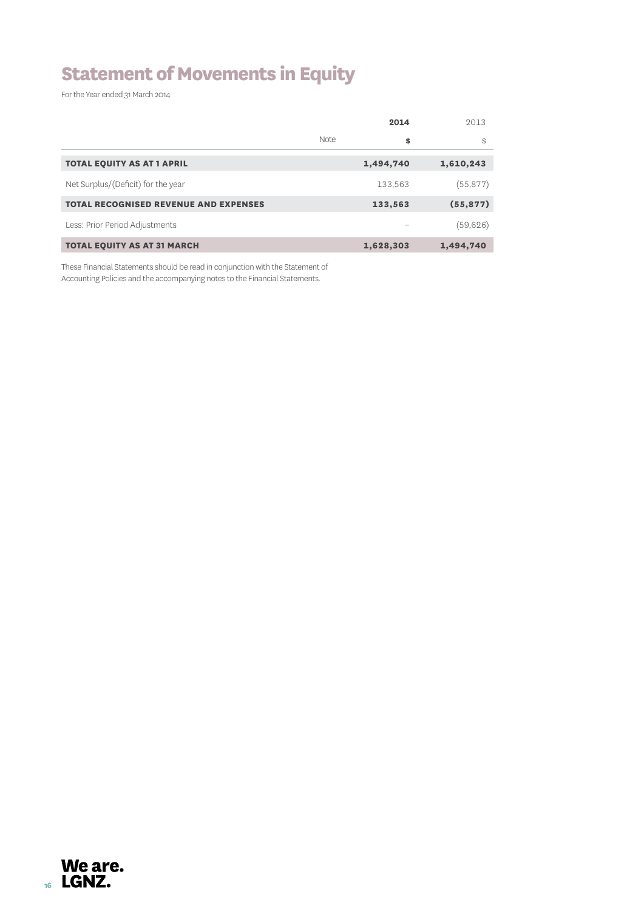# Statement of Movements in Equity

For the Year ended 31 March 2014

| | Note | 2014 | 2013 |
|---|---|---|---|
| | | $ | $ |
| **TOTAL EQUITY AS AT 1 APRIL** | | **1,494,740** | **1,610,243** |
| Net Surplus/(Deficit) for the year | | 133,563 | (55,877) |
| **TOTAL RECOGNISED REVENUE AND EXPENSES** | | **133,563** | **(55,877)** |
| Less: Prior Period Adjustments | | – | (59,626) |
| **TOTAL EQUITY AS AT 31 MARCH** | | **1,628,303** | **1,494,740** |

These Financial Statements should be read in conjunction with the Statement of Accounting Policies and the accompanying notes to the Financial Statements.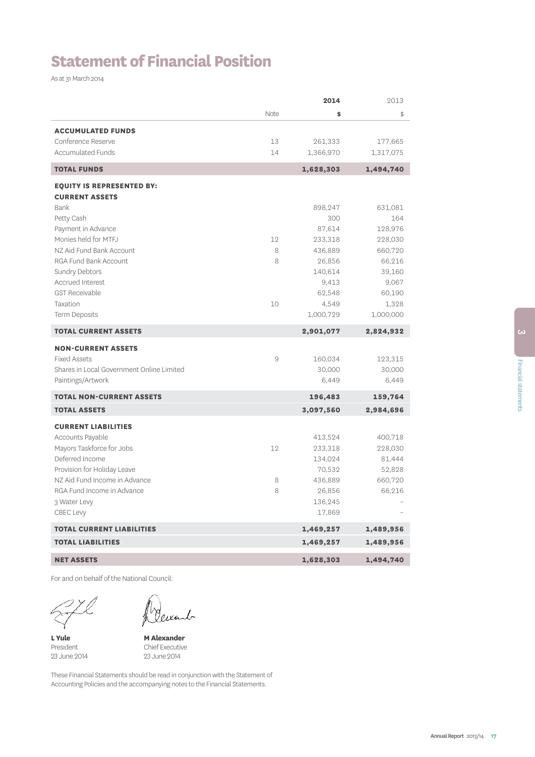# Statement of Financial Position

As at 31 March 2014

| | Note | 2014 $ | 2013 $ |
|---|---|---|---|
| **ACCUMULATED FUNDS** | | | |
| Conference Reserve | 13 | 261,333 | 177,665 |
| Accumulated Funds | 14 | 1,366,970 | 1,317,075 |
| **TOTAL FUNDS** | | **1,628,303** | **1,494,740** |
| **EQUITY IS REPRESENTED BY:** | | | |
| **CURRENT ASSETS** | | | |
| Bank | | 898,247 | 631,081 |
| Petty Cash | | 300 | 164 |
| Payment in Advance | | 87,614 | 128,976 |
| Monies held for MTFJ | 12 | 233,318 | 228,030 |
| NZ Aid Fund Bank Account | 8 | 436,889 | 660,720 |
| RGA Fund Bank Account | 8 | 26,856 | 66,216 |
| Sundry Debtors | | 140,614 | 39,160 |
| Accrued Interest | | 9,413 | 9,067 |
| GST Receivable | | 62,548 | 60,190 |
| Taxation | 10 | 4,549 | 1,328 |
| Term Deposits | | 1,000,729 | 1,000,000 |
| **TOTAL CURRENT ASSETS** | | **2,901,077** | **2,824,932** |
| **NON-CURRENT ASSETS** | | | |
| Fixed Assets | 9 | 160,034 | 123,315 |
| Shares in Local Government Online Limited | | 30,000 | 30,000 |
| Paintings/Artwork | | 6,449 | 6,449 |
| **TOTAL NON-CURRENT ASSETS** | | **196,483** | **159,764** |
| **TOTAL ASSETS** | | **3,097,560** | **2,984,696** |
| **CURRENT LIABILITIES** | | | |
| Accounts Payable | | 413,524 | 400,718 |
| Mayors Taskforce for Jobs | 12 | 233,318 | 228,030 |
| Deferred Income | | 134,024 | 81,444 |
| Provision for Holiday Leave | | 70,532 | 52,828 |
| NZ Aid Fund Income in Advance | 8 | 436,889 | 660,720 |
| RGA Fund Income in Advance | 8 | 26,856 | 66,216 |
| 3 Water Levy | | 136,245 | – |
| CBEC Levy | | 17,869 | – |
| **TOTAL CURRENT LIABILITIES** | | **1,469,257** | **1,489,956** |
| **TOTAL LIABILITIES** | | **1,469,257** | **1,489,956** |
| **NET ASSETS** | | **1,628,303** | **1,494,740** |

For and on behalf of the National Council:

**L Yule**
President
23 June 2014

**M Alexander**
Chief Executive
23 June 2014

These Financial Statements should be read in conjunction with the Statement of Accounting Policies and the accompanying notes to the Financial Statements.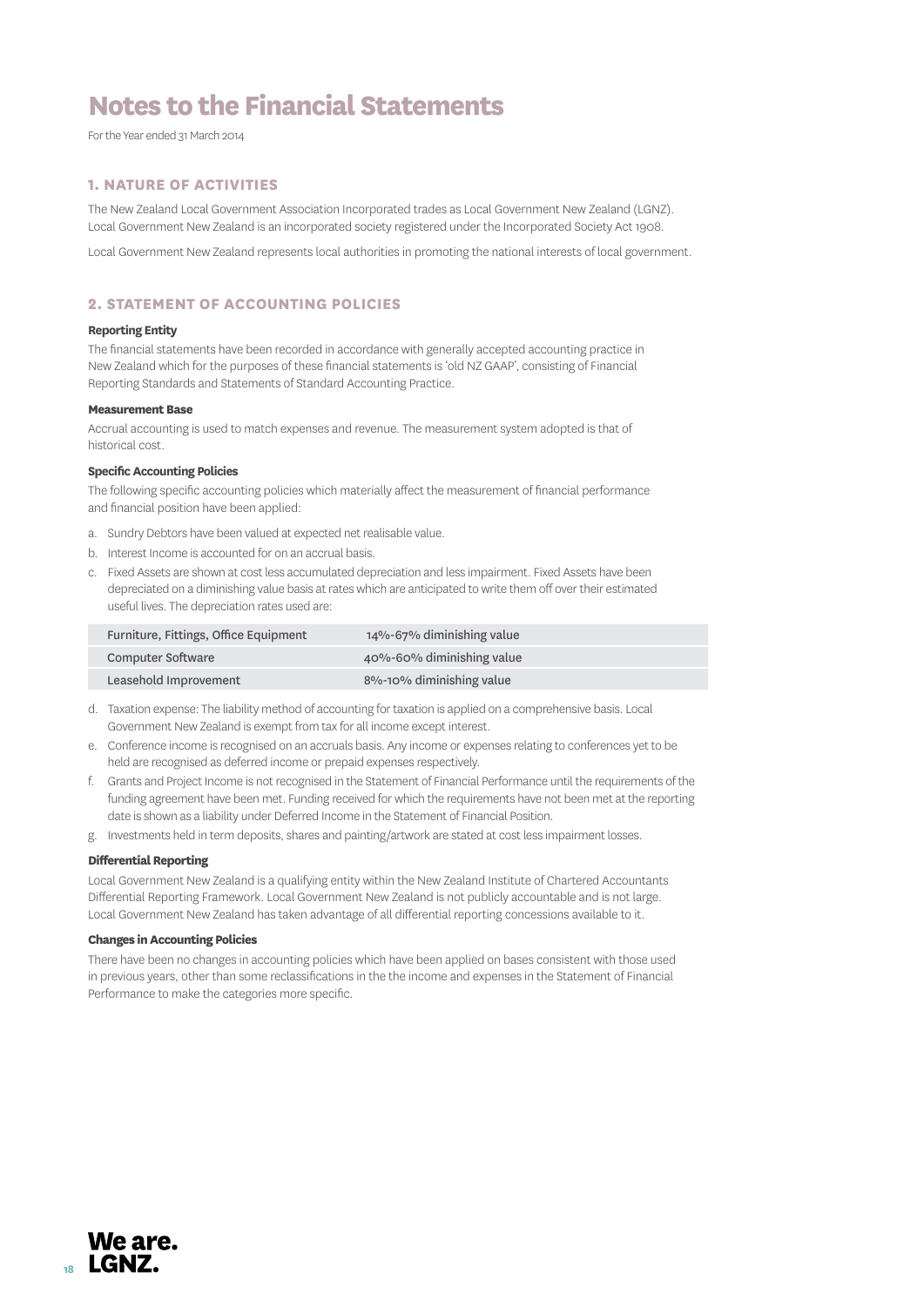# Notes to the Financial Statements

For the Year ended 31 March 2014

## 1. NATURE OF ACTIVITIES

The New Zealand Local Government Association Incorporated trades as Local Government New Zealand (LGNZ). Local Government New Zealand is an incorporated society registered under the Incorporated Society Act 1908.

Local Government New Zealand represents local authorities in promoting the national interests of local government.

## 2. STATEMENT OF ACCOUNTING POLICIES

**Reporting Entity**

The financial statements have been recorded in accordance with generally accepted accounting practice in New Zealand which for the purposes of these financial statements is 'old NZ GAAP', consisting of Financial Reporting Standards and Statements of Standard Accounting Practice.

**Measurement Base**

Accrual accounting is used to match expenses and revenue. The measurement system adopted is that of historical cost.

**Specific Accounting Policies**

The following specific accounting policies which materially affect the measurement of financial performance and financial position have been applied:

a. Sundry Debtors have been valued at expected net realisable value.

b. Interest Income is accounted for on an accrual basis.

c. Fixed Assets are shown at cost less accumulated depreciation and less impairment. Fixed Assets have been depreciated on a diminishing value basis at rates which are anticipated to write them off over their estimated useful lives. The depreciation rates used are:

| | |
|---|---|
| Furniture, Fittings, Office Equipment | 14%-67% diminishing value |
| Computer Software | 40%-60% diminishing value |
| Leasehold Improvement | 8%-10% diminishing value |

d. Taxation expense: The liability method of accounting for taxation is applied on a comprehensive basis. Local Government New Zealand is exempt from tax for all income except interest.

e. Conference income is recognised on an accruals basis. Any income or expenses relating to conferences yet to be held are recognised as deferred income or prepaid expenses respectively.

f. Grants and Project Income is not recognised in the Statement of Financial Performance until the requirements of the funding agreement have been met. Funding received for which the requirements have not been met at the reporting date is shown as a liability under Deferred Income in the Statement of Financial Position.

g. Investments held in term deposits, shares and painting/artwork are stated at cost less impairment losses.

**Differential Reporting**

Local Government New Zealand is a qualifying entity within the New Zealand Institute of Chartered Accountants Differential Reporting Framework. Local Government New Zealand is not publicly accountable and is not large. Local Government New Zealand has taken advantage of all differential reporting concessions available to it.

**Changes in Accounting Policies**

There have been no changes in accounting policies which have been applied on bases consistent with those used in previous years, other than some reclassifications in the the income and expenses in the Statement of Financial Performance to make the categories more specific.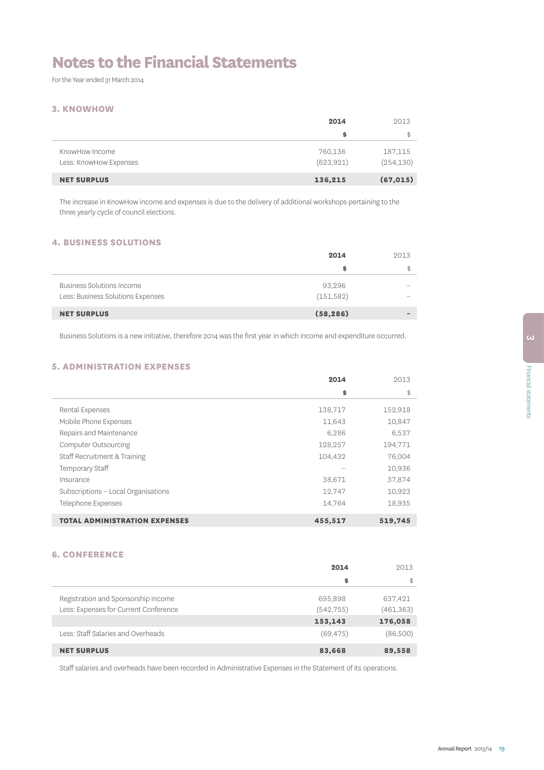# Notes to the Financial Statements

For the Year ended 31 March 2014

## 3. KNOWHOW

| | 2014 | 2013 |
|---|---|---|
| | $ | $ |
| KnowHow Income | 760,136 | 187,115 |
| Less: KnowHow Expenses | (623,921) | (254,130) |
| **NET SURPLUS** | **136,215** | **(67,015)** |

The increase in KnowHow income and expenses is due to the delivery of additional workshops pertaining to the three yearly cycle of council elections.

## 4. BUSINESS SOLUTIONS

| | 2014 | 2013 |
|---|---|---|
| | $ | $ |
| Business Solutions Income | 93,296 | – |
| Less: Business Solutions Expenses | (151,582) | – |
| **NET SURPLUS** | **(58,286)** | **–** |

Business Solutions is a new initiative, therefore 2014 was the first year in which income and expenditure occurred.

## 5. ADMINISTRATION EXPENSES

| | 2014 | 2013 |
|---|---|---|
| | $ | $ |
| Rental Expenses | 138,717 | 152,918 |
| Mobile Phone Expenses | 11,643 | 10,847 |
| Repairs and Maintenance | 6,286 | 6,537 |
| Computer Outsourcing | 128,257 | 194,771 |
| Staff Recruitment & Training | 104,432 | 76,004 |
| Temporary Staff | – | 10,936 |
| Insurance | 38,671 | 37,874 |
| Subscriptions – Local Organisations | 12,747 | 10,923 |
| Telephone Expenses | 14,764 | 18,935 |
| **TOTAL ADMINISTRATION EXPENSES** | **455,517** | **519,745** |

## 6. CONFERENCE

| | 2014 | 2013 |
|---|---|---|
| | $ | $ |
| Registration and Sponsorship Income | 695,898 | 637,421 |
| Less: Expenses for Current Conference | (542,755) | (461,363) |
| | **153,143** | **176,058** |
| Less: Staff Salaries and Overheads | (69,475) | (86,500) |
| **NET SURPLUS** | **83,668** | **89,558** |

Staff salaries and overheads have been recorded in Administrative Expenses in the Statement of its operations.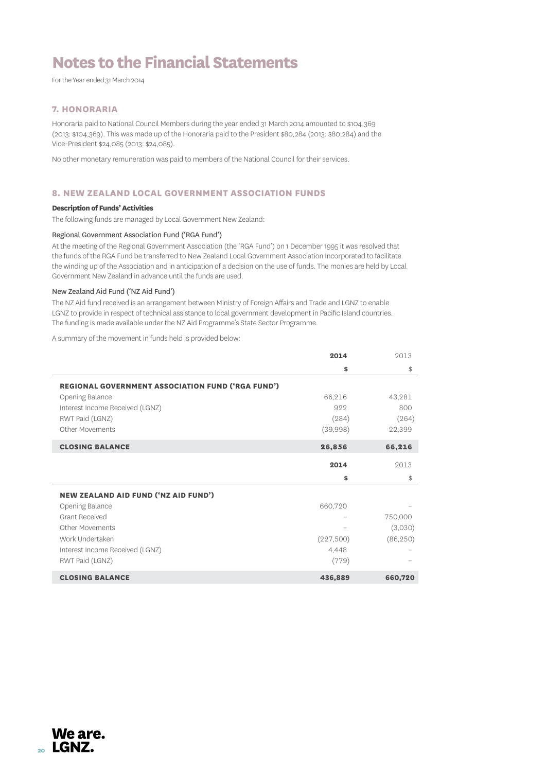# Notes to the Financial Statements

For the Year ended 31 March 2014

## 7. HONORARIA

Honoraria paid to National Council Members during the year ended 31 March 2014 amounted to $104,369 (2013: $104,369). This was made up of the Honoraria paid to the President $80,284 (2013: $80,284) and the Vice-President $24,085 (2013: $24,085).

No other monetary remuneration was paid to members of the National Council for their services.

## 8. NEW ZEALAND LOCAL GOVERNMENT ASSOCIATION FUNDS

**Description of Funds' Activities**

The following funds are managed by Local Government New Zealand:

### Regional Government Association Fund ('RGA Fund')

At the meeting of the Regional Government Association (the 'RGA Fund') on 1 December 1995 it was resolved that the funds of the RGA Fund be transferred to New Zealand Local Government Association Incorporated to facilitate the winding up of the Association and in anticipation of a decision on the use of funds. The monies are held by Local Government New Zealand in advance until the funds are used.

### New Zealand Aid Fund ('NZ Aid Fund')

The NZ Aid fund received is an arrangement between Ministry of Foreign Affairs and Trade and LGNZ to enable LGNZ to provide in respect of technical assistance to local government development in Pacific Island countries. The funding is made available under the NZ Aid Programme's State Sector Programme.

A summary of the movement in funds held is provided below:

| | **2014** | 2013 |
|---|---|---|
| | **$** | $ |
| **REGIONAL GOVERNMENT ASSOCIATION FUND ('RGA FUND')** | | |
| Opening Balance | 66,216 | 43,281 |
| Interest Income Received (LGNZ) | 922 | 800 |
| RWT Paid (LGNZ) | (284) | (264) |
| Other Movements | (39,998) | 22,399 |
| **CLOSING BALANCE** | **26,856** | **66,216** |

| | **2014** | 2013 |
|---|---|---|
| | **$** | $ |
| **NEW ZEALAND AID FUND ('NZ AID FUND')** | | |
| Opening Balance | 660,720 | – |
| Grant Received | – | 750,000 |
| Other Movements | – | (3,030) |
| Work Undertaken | (227,500) | (86,250) |
| Interest Income Received (LGNZ) | 4,448 | – |
| RWT Paid (LGNZ) | (779) | – |
| **CLOSING BALANCE** | **436,889** | **660,720** |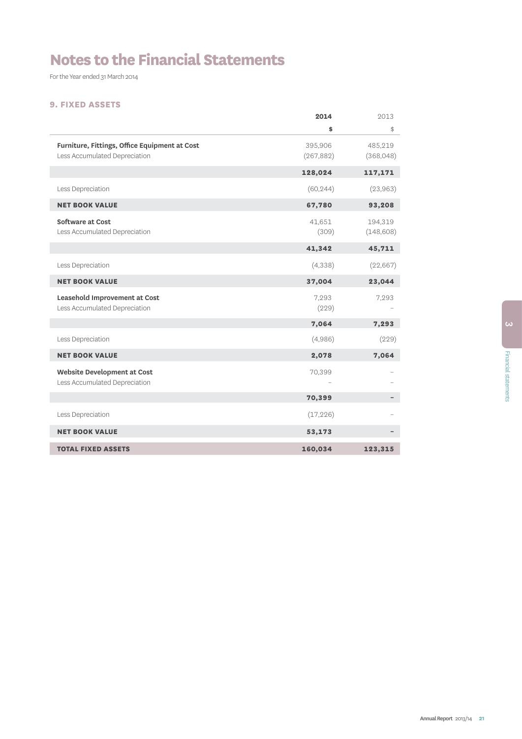# Notes to the Financial Statements

For the Year ended 31 March 2014

## 9. FIXED ASSETS

| | 2014 | 2013 |
|---|---|---|
| | **$** | $ |
| **Furniture, Fittings, Office Equipment at Cost** | 395,906 | 485,219 |
| Less Accumulated Depreciation | (267,882) | (368,048) |
| | **128,024** | **117,171** |
| Less Depreciation | (60,244) | (23,963) |
| **NET BOOK VALUE** | **67,780** | **93,208** |
| **Software at Cost** | 41,651 | 194,319 |
| Less Accumulated Depreciation | (309) | (148,608) |
| | **41,342** | **45,711** |
| Less Depreciation | (4,338) | (22,667) |
| **NET BOOK VALUE** | **37,004** | **23,044** |
| **Leasehold Improvement at Cost** | 7,293 | 7,293 |
| Less Accumulated Depreciation | (229) | – |
| | **7,064** | **7,293** |
| Less Depreciation | (4,986) | (229) |
| **NET BOOK VALUE** | **2,078** | **7,064** |
| **Website Development at Cost** | 70,399 | – |
| Less Accumulated Depreciation | – | – |
| | **70,399** | **–** |
| Less Depreciation | (17,226) | – |
| **NET BOOK VALUE** | **53,173** | **–** |
| **TOTAL FIXED ASSETS** | **160,034** | **123,315** |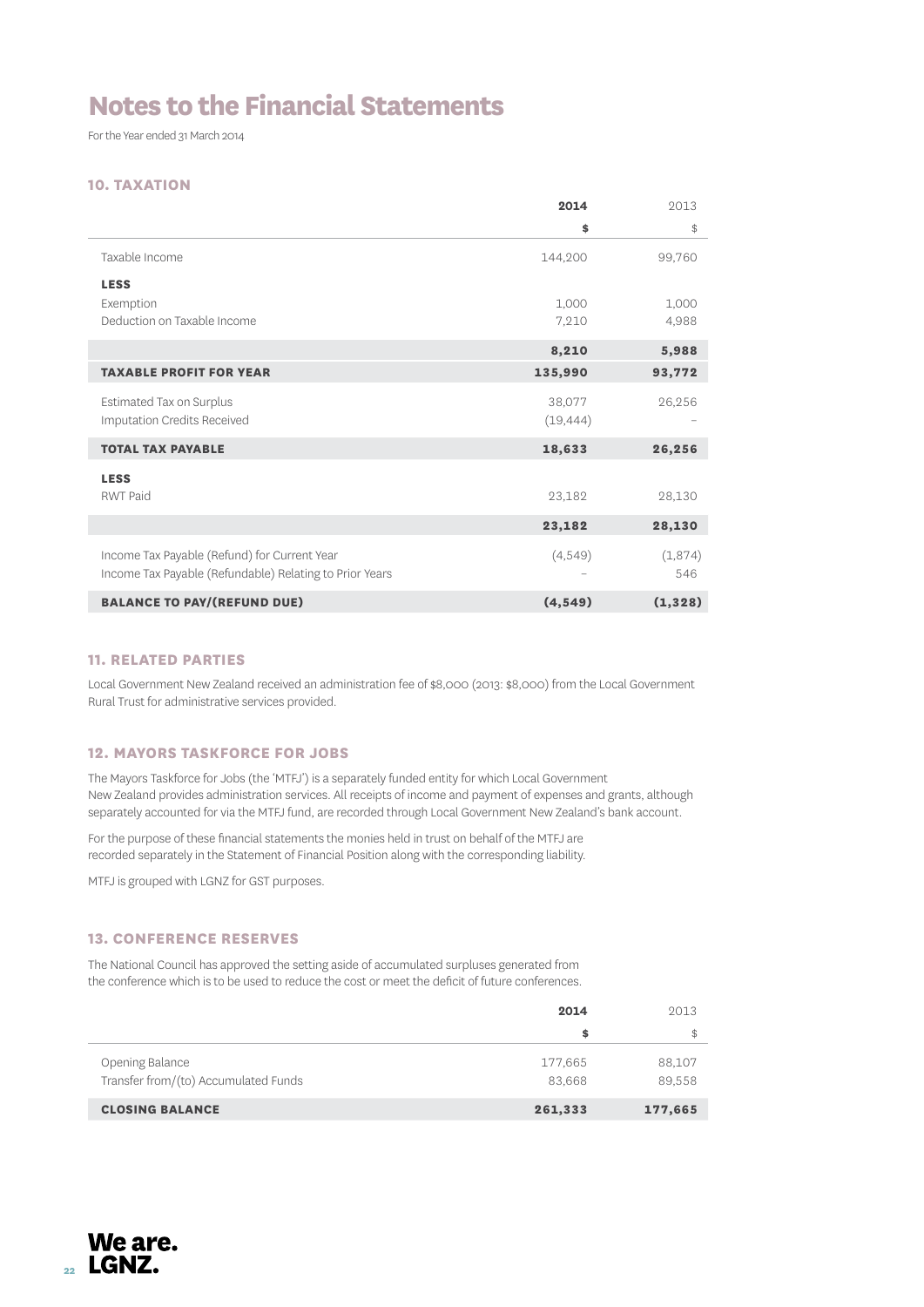# Notes to the Financial Statements

For the Year ended 31 March 2014

## 10. TAXATION

| | 2014 | 2013 |
|---|---|---|
| | $ | $ |
| Taxable Income | 144,200 | 99,760 |
| **LESS** | | |
| Exemption | 1,000 | 1,000 |
| Deduction on Taxable Income | 7,210 | 4,988 |
| | **8,210** | **5,988** |
| **TAXABLE PROFIT FOR YEAR** | **135,990** | **93,772** |
| Estimated Tax on Surplus | 38,077 | 26,256 |
| Imputation Credits Received | (19,444) | – |
| **TOTAL TAX PAYABLE** | **18,633** | **26,256** |
| **LESS** | | |
| RWT Paid | 23,182 | 28,130 |
| | **23,182** | **28,130** |
| Income Tax Payable (Refund) for Current Year | (4,549) | (1,874) |
| Income Tax Payable (Refundable) Relating to Prior Years | – | 546 |
| **BALANCE TO PAY/(REFUND DUE)** | **(4,549)** | **(1,328)** |

## 11. RELATED PARTIES

Local Government New Zealand received an administration fee of $8,000 (2013: $8,000) from the Local Government Rural Trust for administrative services provided.

## 12. MAYORS TASKFORCE FOR JOBS

The Mayors Taskforce for Jobs (the 'MTFJ') is a separately funded entity for which Local Government New Zealand provides administration services. All receipts of income and payment of expenses and grants, although separately accounted for via the MTFJ fund, are recorded through Local Government New Zealand's bank account.

For the purpose of these financial statements the monies held in trust on behalf of the MTFJ are recorded separately in the Statement of Financial Position along with the corresponding liability.

MTFJ is grouped with LGNZ for GST purposes.

## 13. CONFERENCE RESERVES

The National Council has approved the setting aside of accumulated surpluses generated from the conference which is to be used to reduce the cost or meet the deficit of future conferences.

| | 2014 | 2013 |
|---|---|---|
| | $ | $ |
| Opening Balance | 177,665 | 88,107 |
| Transfer from/(to) Accumulated Funds | 83,668 | 89,558 |
| **CLOSING BALANCE** | **261,333** | **177,665** |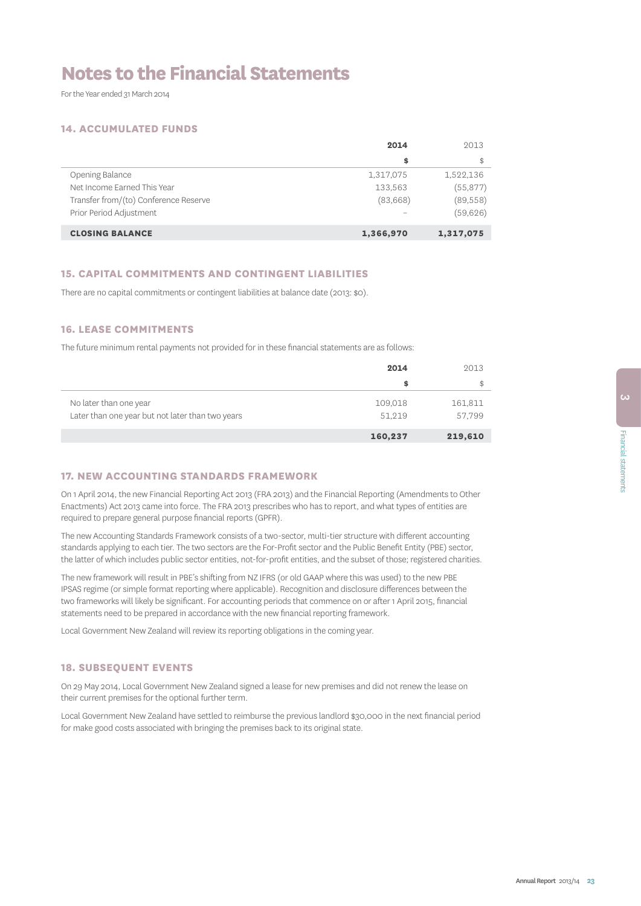# Notes to the Financial Statements

For the Year ended 31 March 2014

## 14. ACCUMULATED FUNDS

| | 2014 | 2013 |
|---|---|---|
| | $ | $ |
| Opening Balance | 1,317,075 | 1,522,136 |
| Net Income Earned This Year | 133,563 | (55,877) |
| Transfer from/(to) Conference Reserve | (83,668) | (89,558) |
| Prior Period Adjustment | – | (59,626) |
| **CLOSING BALANCE** | **1,366,970** | **1,317,075** |

## 15. CAPITAL COMMITMENTS AND CONTINGENT LIABILITIES

There are no capital commitments or contingent liabilities at balance date (2013: $0).

## 16. LEASE COMMITMENTS

The future minimum rental payments not provided for in these financial statements are as follows:

| | 2014 | 2013 |
|---|---|---|
| | $ | $ |
| No later than one year | 109,018 | 161,811 |
| Later than one year but not later than two years | 51,219 | 57,799 |
| | **160,237** | **219,610** |

## 17. NEW ACCOUNTING STANDARDS FRAMEWORK

On 1 April 2014, the new Financial Reporting Act 2013 (FRA 2013) and the Financial Reporting (Amendments to Other Enactments) Act 2013 came into force. The FRA 2013 prescribes who has to report, and what types of entities are required to prepare general purpose financial reports (GPFR).

The new Accounting Standards Framework consists of a two-sector, multi-tier structure with different accounting standards applying to each tier. The two sectors are the For-Profit sector and the Public Benefit Entity (PBE) sector, the latter of which includes public sector entities, not-for-profit entities, and the subset of those; registered charities.

The new framework will result in PBE's shifting from NZ IFRS (or old GAAP where this was used) to the new PBE IPSAS regime (or simple format reporting where applicable). Recognition and disclosure differences between the two frameworks will likely be significant. For accounting periods that commence on or after 1 April 2015, financial statements need to be prepared in accordance with the new financial reporting framework.

Local Government New Zealand will review its reporting obligations in the coming year.

## 18. SUBSEQUENT EVENTS

On 29 May 2014, Local Government New Zealand signed a lease for new premises and did not renew the lease on their current premises for the optional further term.

Local Government New Zealand have settled to reimburse the previous landlord $30,000 in the next financial period for make good costs associated with bringing the premises back to its original state.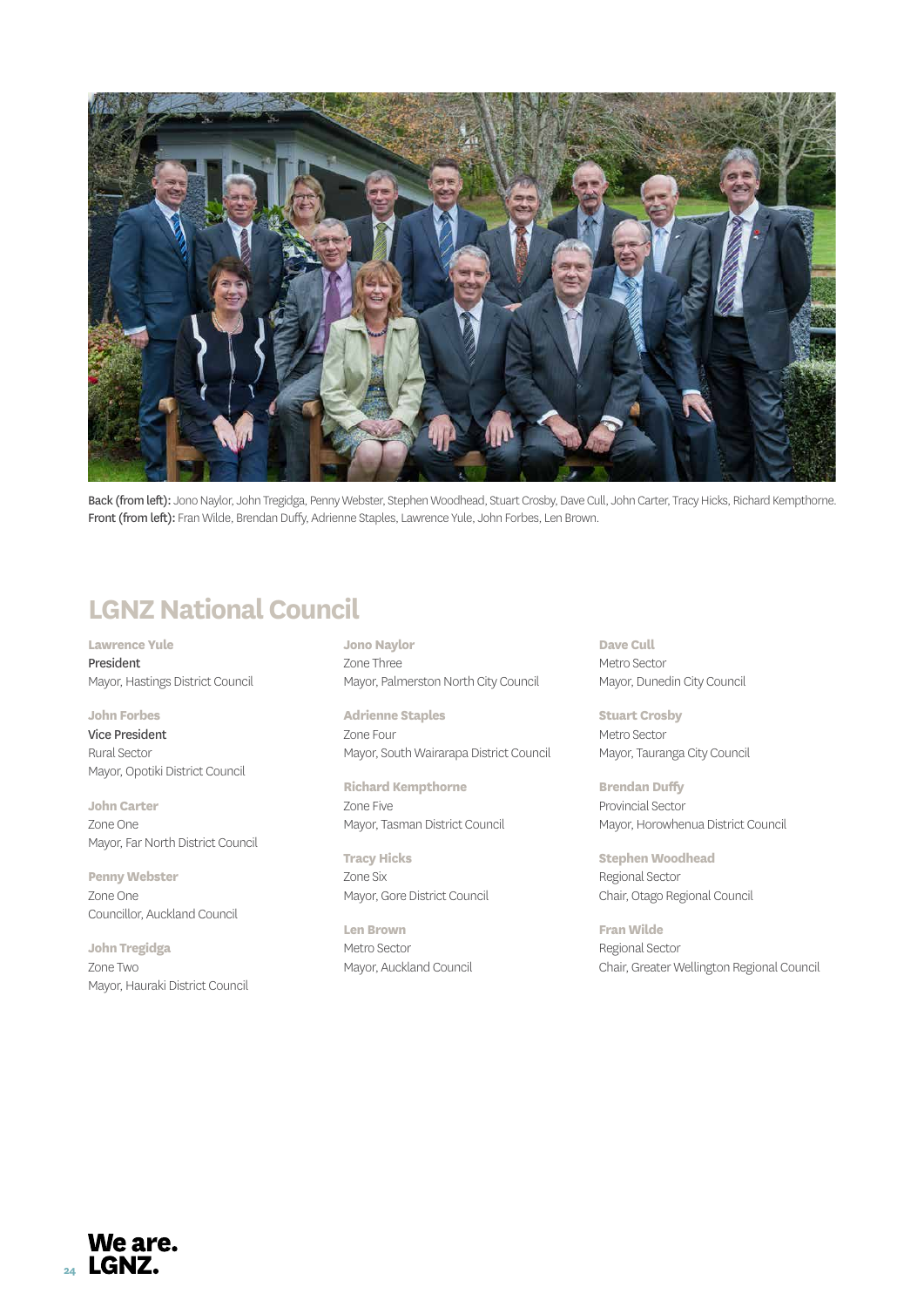**Back (from left):** Jono Naylor, John Tregidga, Penny Webster, Stephen Woodhead, Stuart Crosby, Dave Cull, John Carter, Tracy Hicks, Richard Kempthorne.
**Front (from left):** Fran Wilde, Brendan Duffy, Adrienne Staples, Lawrence Yule, John Forbes, Len Brown.

## LGNZ National Council

**Lawrence Yule**
President
Mayor, Hastings District Council

**John Forbes**
Vice President
Rural Sector
Mayor, Opotiki District Council

**John Carter**
Zone One
Mayor, Far North District Council

**Penny Webster**
Zone One
Councillor, Auckland Council

**John Tregidga**
Zone Two
Mayor, Hauraki District Council

**Jono Naylor**
Zone Three
Mayor, Palmerston North City Council

**Adrienne Staples**
Zone Four
Mayor, South Wairarapa District Council

**Richard Kempthorne**
Zone Five
Mayor, Tasman District Council

**Tracy Hicks**
Zone Six
Mayor, Gore District Council

**Len Brown**
Metro Sector
Mayor, Auckland Council

**Dave Cull**
Metro Sector
Mayor, Dunedin City Council

**Stuart Crosby**
Metro Sector
Mayor, Tauranga City Council

**Brendan Duffy**
Provincial Sector
Mayor, Horowhenua District Council

**Stephen Woodhead**
Regional Sector
Chair, Otago Regional Council

**Fran Wilde**
Regional Sector
Chair, Greater Wellington Regional Council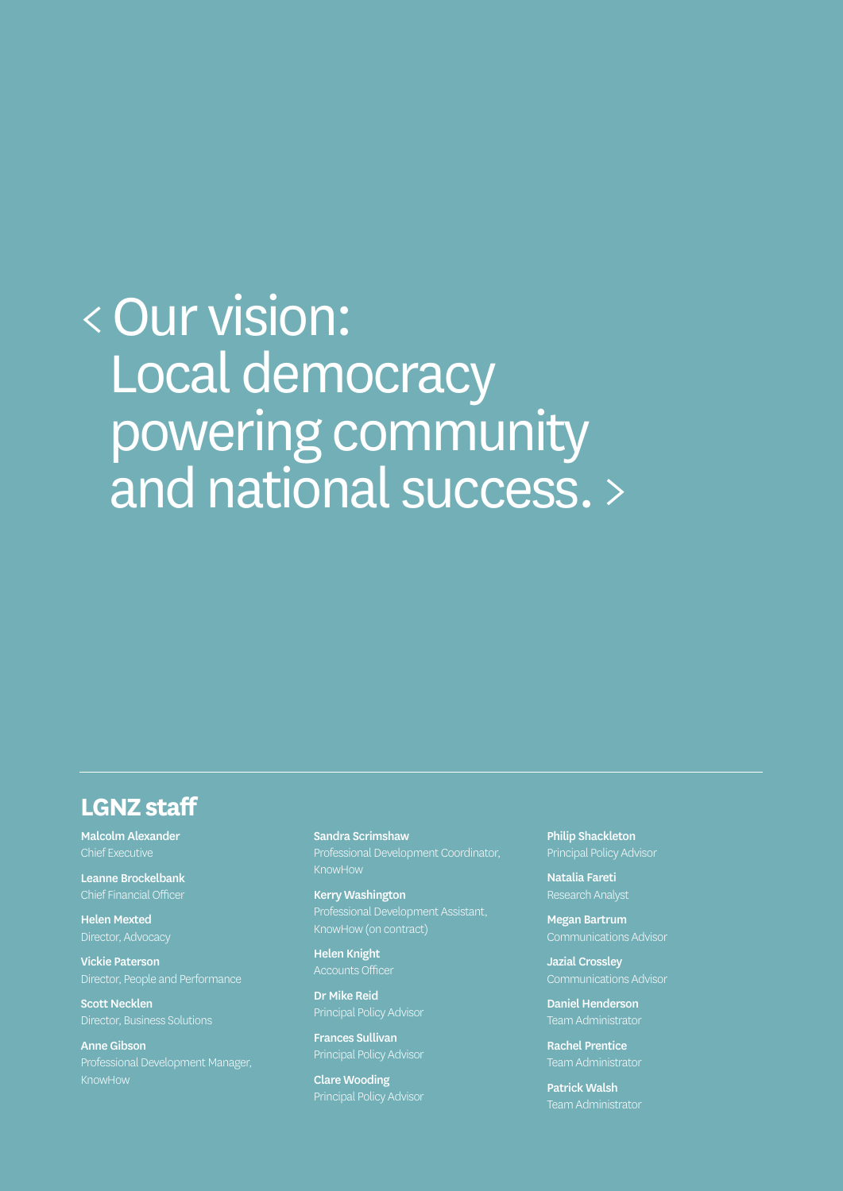< Our vision: Local democracy powering community and national success. >

## LGNZ staff

**Malcolm Alexander**
Chief Executive

**Leanne Brockelbank**
Chief Financial Officer

**Helen Mexted**
Director, Advocacy

**Vickie Paterson**
Director, People and Performance

**Scott Necklen**
Director, Business Solutions

**Anne Gibson**
Professional Development Manager, KnowHow

**Sandra Scrimshaw**
Professional Development Coordinator, KnowHow

**Kerry Washington**
Professional Development Assistant, KnowHow (on contract)

**Helen Knight**
Accounts Officer

**Dr Mike Reid**
Principal Policy Advisor

**Frances Sullivan**
Principal Policy Advisor

**Clare Wooding**
Principal Policy Advisor

**Philip Shackleton**
Principal Policy Advisor

**Natalia Fareti**
Research Analyst

**Megan Bartrum**
Communications Advisor

**Jazial Crossley**
Communications Advisor

**Daniel Henderson**
Team Administrator

**Rachel Prentice**
Team Administrator

**Patrick Walsh**
Team Administrator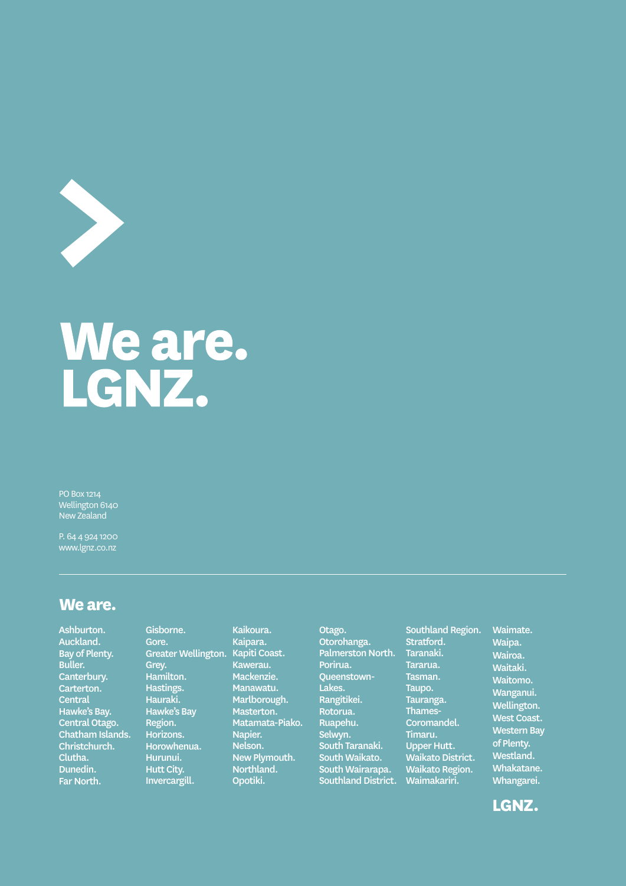# We are. LGNZ.

PO Box 1214
Wellington 6140
New Zealand

P. 64 4 924 1200
www.lgnz.co.nz

---

## We are.

Ashburton.
Auckland.
Bay of Plenty.
Buller.
Canterbury.
Carterton.
Central Hawke's Bay.
Central Otago.
Chatham Islands.
Christchurch.
Clutha.
Dunedin.
Far North.
Gisborne.
Gore.
Greater Wellington.
Grey.
Hamilton.
Hastings.
Hauraki.
Hawke's Bay Region.
Horizons.
Horowhenua.
Hurunui.
Hutt City.
Invercargill.
Kaikoura.
Kaipara.
Kapiti Coast.
Kawerau.
Mackenzie.
Manawatu.
Marlborough.
Masterton.
Matamata-Piako.
Napier.
Nelson.
New Plymouth.
Northland.
Opotiki.
Otago.
Otorohanga.
Palmerston North.
Porirua.
Queenstown-Lakes.
Rangitikei.
Rotorua.
Ruapehu.
Selwyn.
South Taranaki.
South Waikato.
South Wairarapa.
Southland District.
Southland Region.
Stratford.
Taranaki.
Tararua.
Tasman.
Taupo.
Tauranga.
Thames-Coromandel.
Timaru.
Upper Hutt.
Waikato District.
Waikato Region.
Waimakariri.
Waimate.
Waipa.
Wairoa.
Waitaki.
Waitomo.
Wanganui.
Wellington.
West Coast.
Western Bay of Plenty.
Westland.
Whakatane.
Whangarei.

LGNZ.